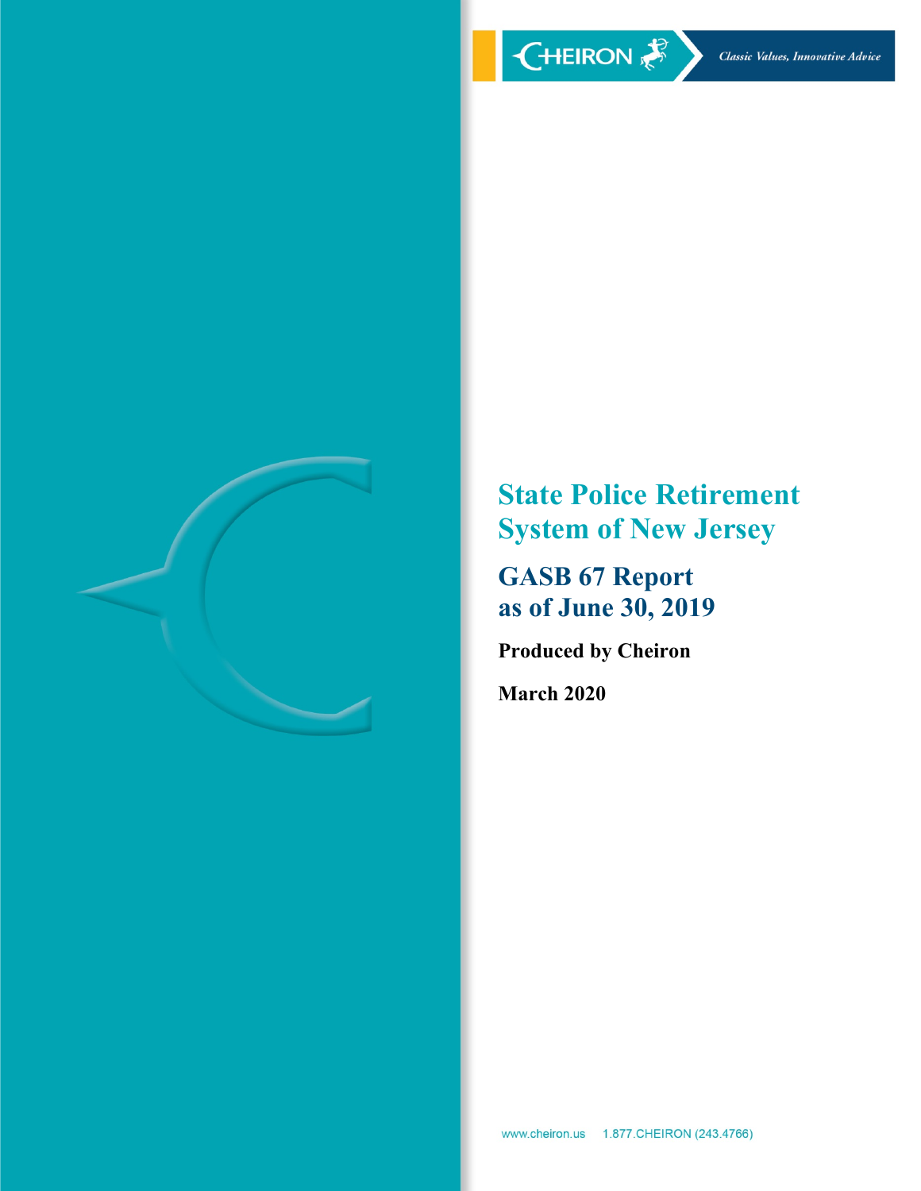CHEIRON

*Classic Values, Innovative Advice*

# State Police Retirement System of New Jersey

## GASB 67 Report as of June 30, 2019

**Produced by Cheiron**

**March 2020**

www.cheiron.us 1.877.CHEIRON (243.4766)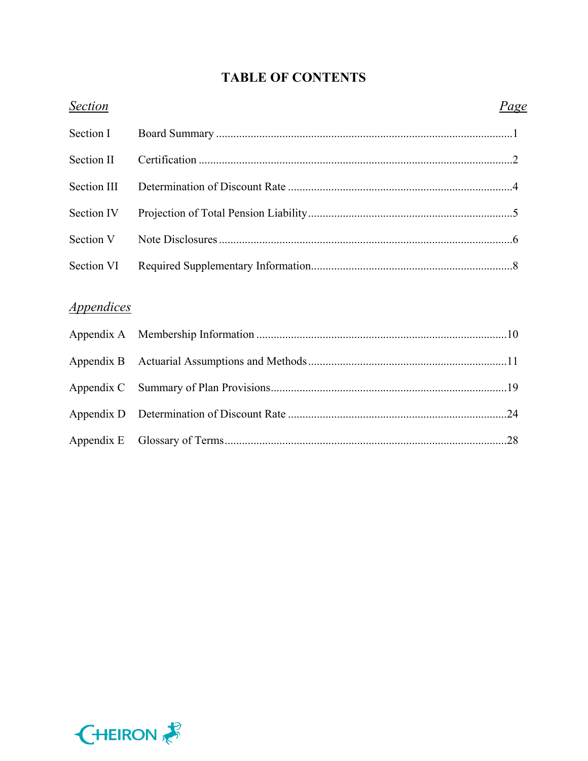# TABLE OF CONTENTS

| *Section* | | *Page* |
|---|---|---|
| Section I | Board Summary | 1 |
| Section II | Certification | 2 |
| Section III | Determination of Discount Rate | 4 |
| Section IV | Projection of Total Pension Liability | 5 |
| Section V | Note Disclosures | 6 |
| Section VI | Required Supplementary Information | 8 |

*Appendices*

| | | |
|---|---|---|
| Appendix A | Membership Information | 10 |
| Appendix B | Actuarial Assumptions and Methods | 11 |
| Appendix C | Summary of Plan Provisions | 19 |
| Appendix D | Determination of Discount Rate | 24 |
| Appendix E | Glossary of Terms | 28 |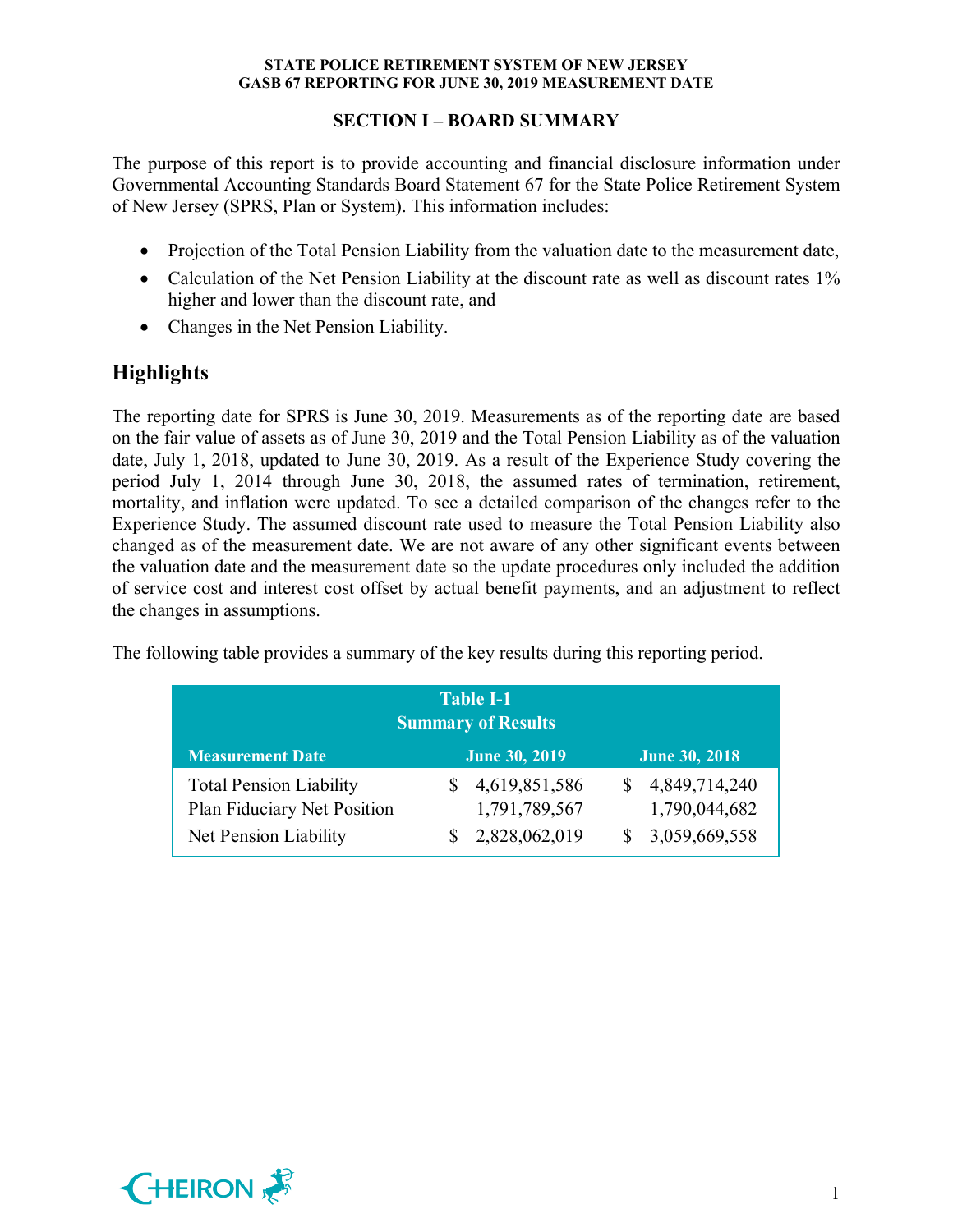## SECTION I – BOARD SUMMARY

The purpose of this report is to provide accounting and financial disclosure information under Governmental Accounting Standards Board Statement 67 for the State Police Retirement System of New Jersey (SPRS, Plan or System). This information includes:

- Projection of the Total Pension Liability from the valuation date to the measurement date,
- Calculation of the Net Pension Liability at the discount rate as well as discount rates 1% higher and lower than the discount rate, and
- Changes in the Net Pension Liability.

## Highlights

The reporting date for SPRS is June 30, 2019. Measurements as of the reporting date are based on the fair value of assets as of June 30, 2019 and the Total Pension Liability as of the valuation date, July 1, 2018, updated to June 30, 2019. As a result of the Experience Study covering the period July 1, 2014 through June 30, 2018, the assumed rates of termination, retirement, mortality, and inflation were updated. To see a detailed comparison of the changes refer to the Experience Study. The assumed discount rate used to measure the Total Pension Liability also changed as of the measurement date. We are not aware of any other significant events between the valuation date and the measurement date so the update procedures only included the addition of service cost and interest cost offset by actual benefit payments, and an adjustment to reflect the changes in assumptions.

The following table provides a summary of the key results during this reporting period.

**Table I-1**
**Summary of Results**

| Measurement Date | June 30, 2019 | June 30, 2018 |
|---|---|---|
| Total Pension Liability | $ 4,619,851,586 | $ 4,849,714,240 |
| Plan Fiduciary Net Position | 1,791,789,567 | 1,790,044,682 |
| Net Pension Liability | $ 2,828,062,019 | $ 3,059,669,558 |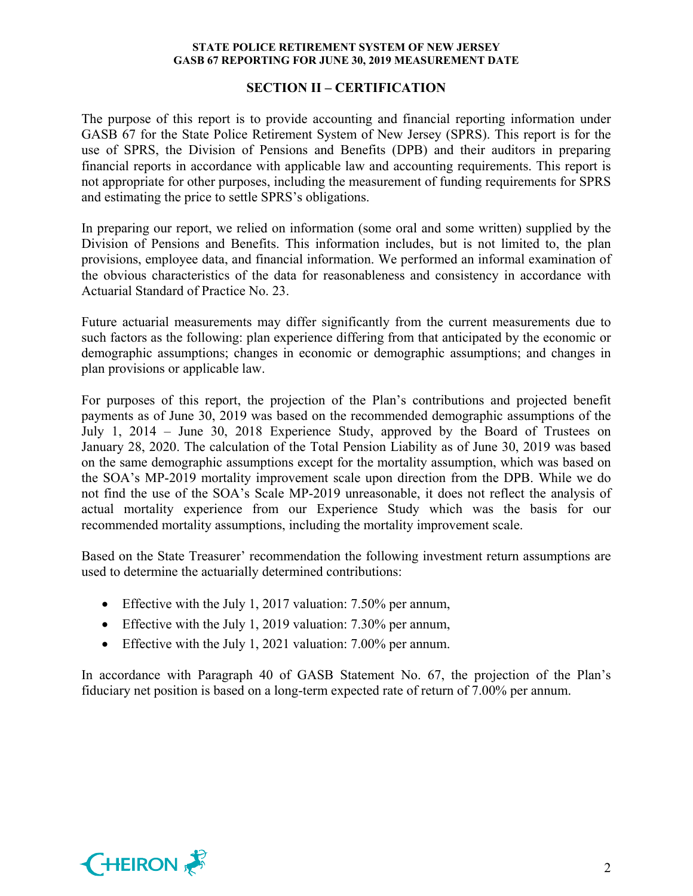## SECTION II – CERTIFICATION

The purpose of this report is to provide accounting and financial reporting information under GASB 67 for the State Police Retirement System of New Jersey (SPRS). This report is for the use of SPRS, the Division of Pensions and Benefits (DPB) and their auditors in preparing financial reports in accordance with applicable law and accounting requirements. This report is not appropriate for other purposes, including the measurement of funding requirements for SPRS and estimating the price to settle SPRS's obligations.

In preparing our report, we relied on information (some oral and some written) supplied by the Division of Pensions and Benefits. This information includes, but is not limited to, the plan provisions, employee data, and financial information. We performed an informal examination of the obvious characteristics of the data for reasonableness and consistency in accordance with Actuarial Standard of Practice No. 23.

Future actuarial measurements may differ significantly from the current measurements due to such factors as the following: plan experience differing from that anticipated by the economic or demographic assumptions; changes in economic or demographic assumptions; and changes in plan provisions or applicable law.

For purposes of this report, the projection of the Plan's contributions and projected benefit payments as of June 30, 2019 was based on the recommended demographic assumptions of the July 1, 2014 – June 30, 2018 Experience Study, approved by the Board of Trustees on January 28, 2020. The calculation of the Total Pension Liability as of June 30, 2019 was based on the same demographic assumptions except for the mortality assumption, which was based on the SOA's MP-2019 mortality improvement scale upon direction from the DPB. While we do not find the use of the SOA's Scale MP-2019 unreasonable, it does not reflect the analysis of actual mortality experience from our Experience Study which was the basis for our recommended mortality assumptions, including the mortality improvement scale.

Based on the State Treasurer' recommendation the following investment return assumptions are used to determine the actuarially determined contributions:

- Effective with the July 1, 2017 valuation: 7.50% per annum,
- Effective with the July 1, 2019 valuation: 7.30% per annum,
- Effective with the July 1, 2021 valuation: 7.00% per annum.

In accordance with Paragraph 40 of GASB Statement No. 67, the projection of the Plan's fiduciary net position is based on a long-term expected rate of return of 7.00% per annum.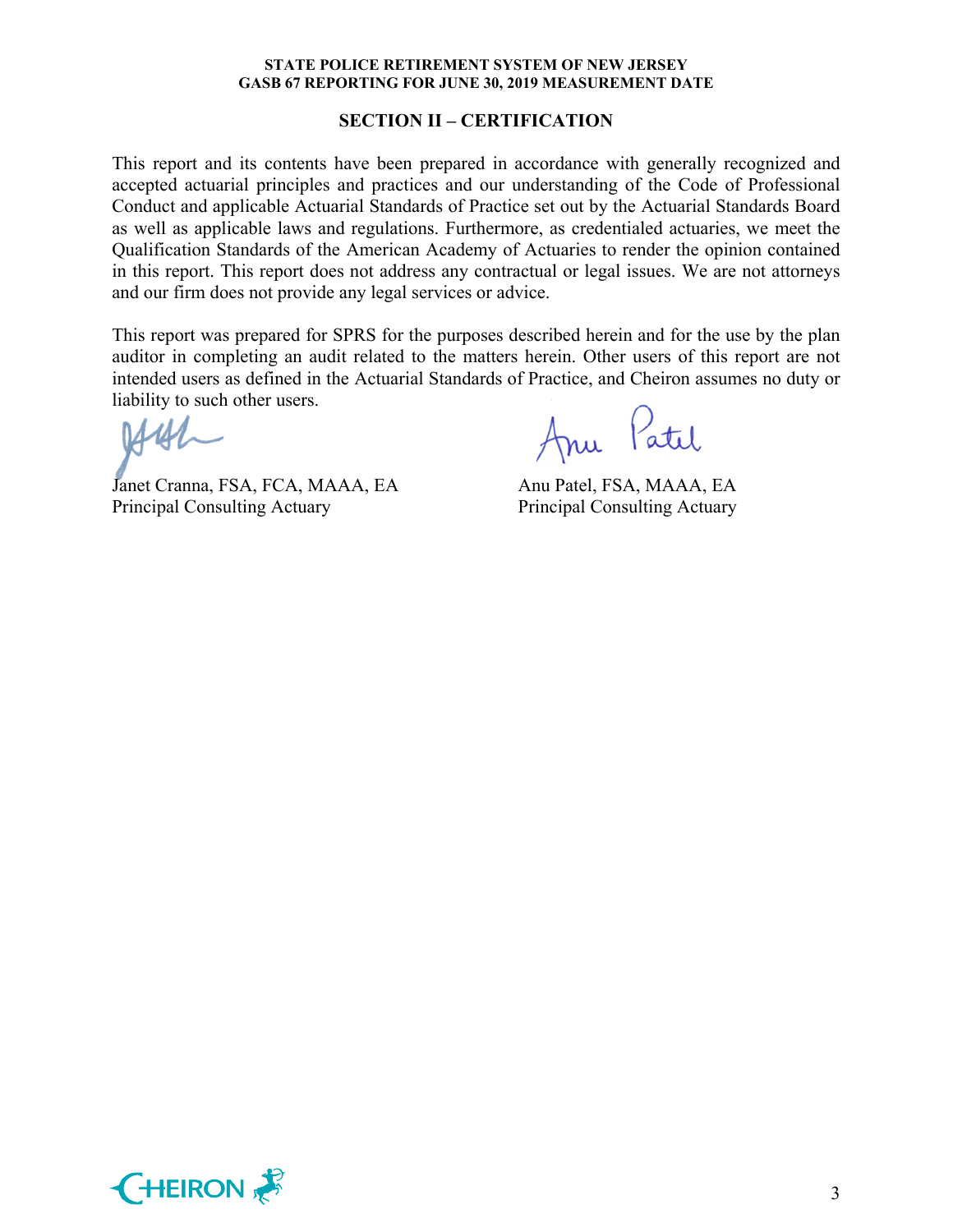## SECTION II – CERTIFICATION

This report and its contents have been prepared in accordance with generally recognized and accepted actuarial principles and practices and our understanding of the Code of Professional Conduct and applicable Actuarial Standards of Practice set out by the Actuarial Standards Board as well as applicable laws and regulations. Furthermore, as credentialed actuaries, we meet the Qualification Standards of the American Academy of Actuaries to render the opinion contained in this report. This report does not address any contractual or legal issues. We are not attorneys and our firm does not provide any legal services or advice.

This report was prepared for SPRS for the purposes described herein and for the use by the plan auditor in completing an audit related to the matters herein. Other users of this report are not intended users as defined in the Actuarial Standards of Practice, and Cheiron assumes no duty or liability to such other users.

Janet Cranna, FSA, FCA, MAAA, EA
Principal Consulting Actuary

Anu Patel, FSA, MAAA, EA
Principal Consulting Actuary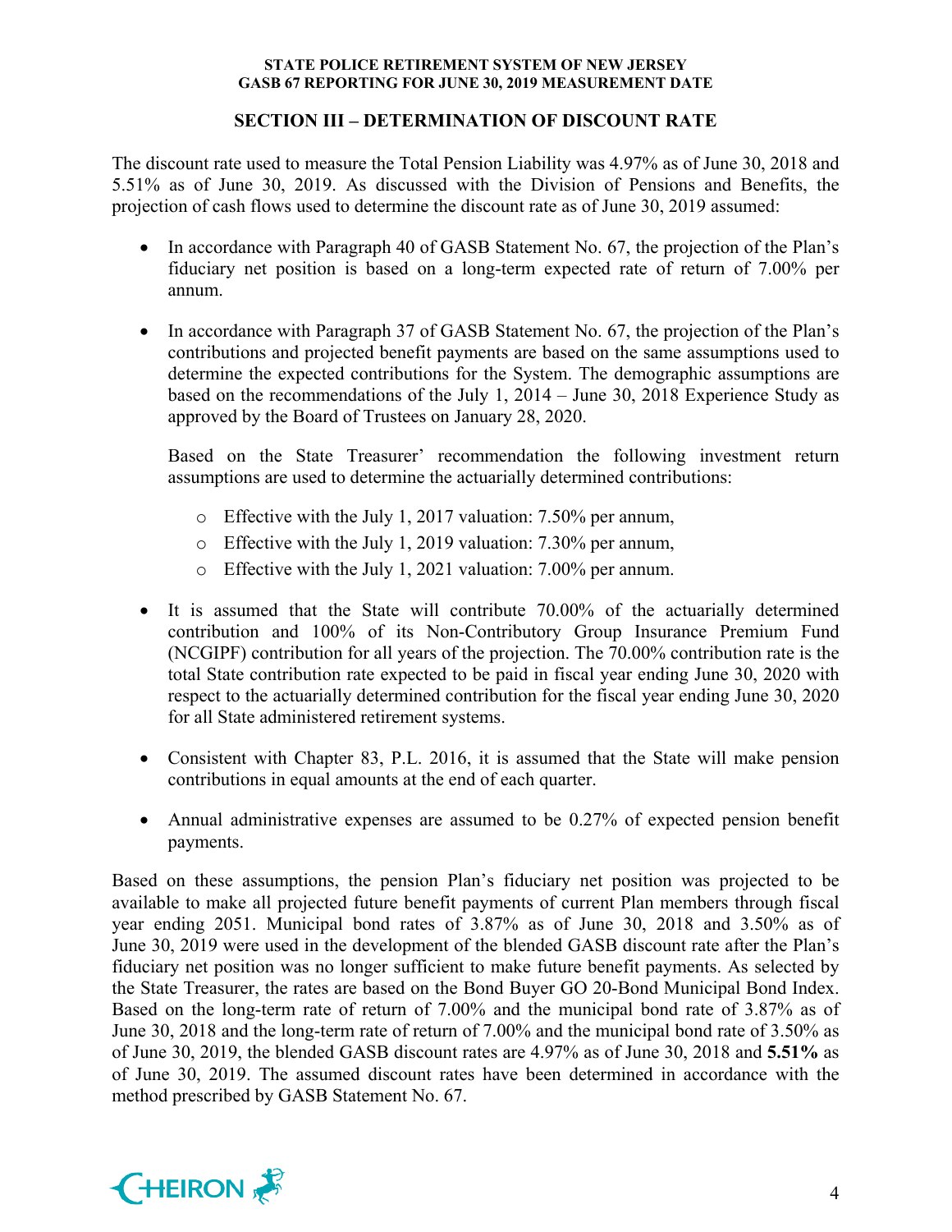## SECTION III – DETERMINATION OF DISCOUNT RATE

The discount rate used to measure the Total Pension Liability was 4.97% as of June 30, 2018 and 5.51% as of June 30, 2019. As discussed with the Division of Pensions and Benefits, the projection of cash flows used to determine the discount rate as of June 30, 2019 assumed:

- In accordance with Paragraph 40 of GASB Statement No. 67, the projection of the Plan's fiduciary net position is based on a long-term expected rate of return of 7.00% per annum.
- In accordance with Paragraph 37 of GASB Statement No. 67, the projection of the Plan's contributions and projected benefit payments are based on the same assumptions used to determine the expected contributions for the System. The demographic assumptions are based on the recommendations of the July 1, 2014 – June 30, 2018 Experience Study as approved by the Board of Trustees on January 28, 2020.

  Based on the State Treasurer' recommendation the following investment return assumptions are used to determine the actuarially determined contributions:

  - Effective with the July 1, 2017 valuation: 7.50% per annum,
  - Effective with the July 1, 2019 valuation: 7.30% per annum,
  - Effective with the July 1, 2021 valuation: 7.00% per annum.
- It is assumed that the State will contribute 70.00% of the actuarially determined contribution and 100% of its Non-Contributory Group Insurance Premium Fund (NCGIPF) contribution for all years of the projection. The 70.00% contribution rate is the total State contribution rate expected to be paid in fiscal year ending June 30, 2020 with respect to the actuarially determined contribution for the fiscal year ending June 30, 2020 for all State administered retirement systems.
- Consistent with Chapter 83, P.L. 2016, it is assumed that the State will make pension contributions in equal amounts at the end of each quarter.
- Annual administrative expenses are assumed to be 0.27% of expected pension benefit payments.

Based on these assumptions, the pension Plan's fiduciary net position was projected to be available to make all projected future benefit payments of current Plan members through fiscal year ending 2051. Municipal bond rates of 3.87% as of June 30, 2018 and 3.50% as of June 30, 2019 were used in the development of the blended GASB discount rate after the Plan's fiduciary net position was no longer sufficient to make future benefit payments. As selected by the State Treasurer, the rates are based on the Bond Buyer GO 20-Bond Municipal Bond Index. Based on the long-term rate of return of 7.00% and the municipal bond rate of 3.87% as of June 30, 2018 and the long-term rate of return of 7.00% and the municipal bond rate of 3.50% as of June 30, 2019, the blended GASB discount rates are 4.97% as of June 30, 2018 and **5.51%** as of June 30, 2019. The assumed discount rates have been determined in accordance with the method prescribed by GASB Statement No. 67.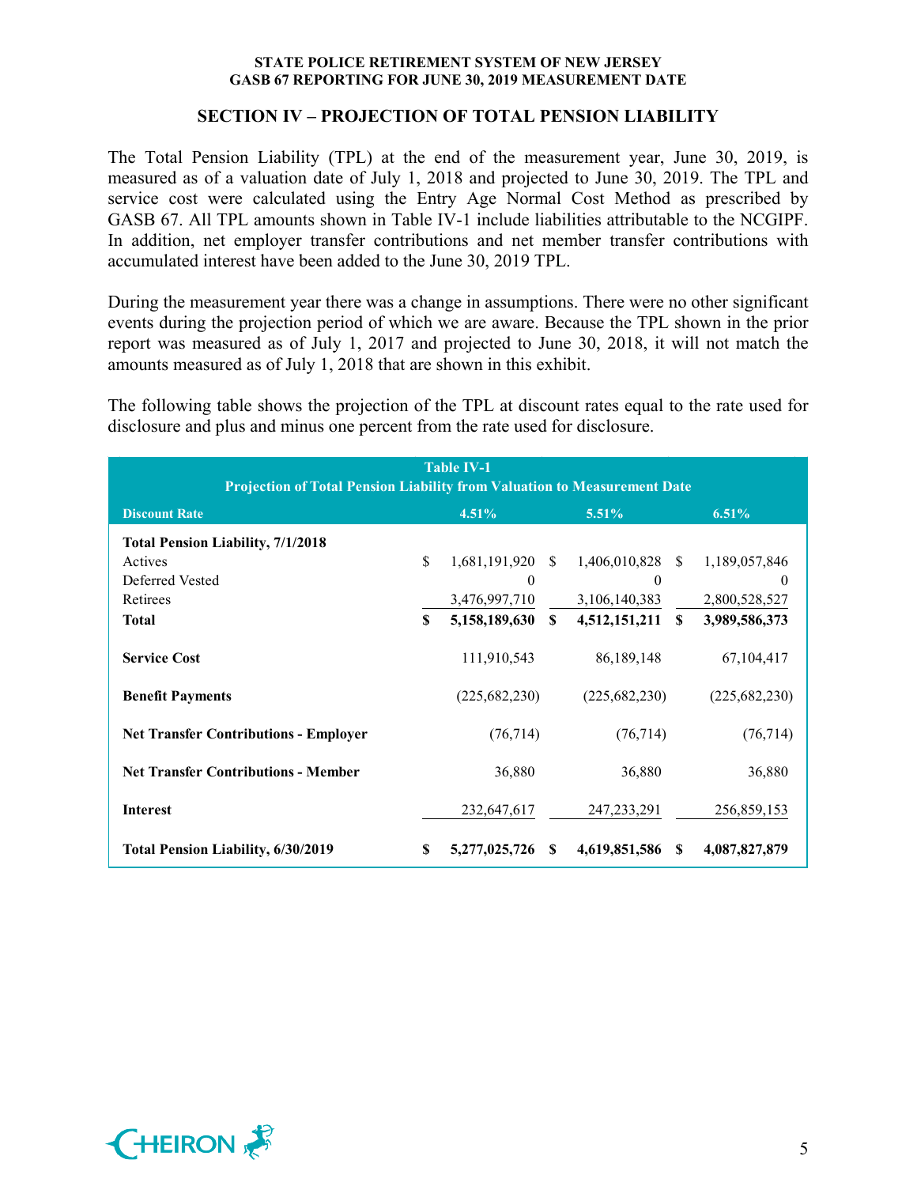## SECTION IV – PROJECTION OF TOTAL PENSION LIABILITY

The Total Pension Liability (TPL) at the end of the measurement year, June 30, 2019, is measured as of a valuation date of July 1, 2018 and projected to June 30, 2019. The TPL and service cost were calculated using the Entry Age Normal Cost Method as prescribed by GASB 67. All TPL amounts shown in Table IV-1 include liabilities attributable to the NCGIPF. In addition, net employer transfer contributions and net member transfer contributions with accumulated interest have been added to the June 30, 2019 TPL.

During the measurement year there was a change in assumptions. There were no other significant events during the projection period of which we are aware. Because the TPL shown in the prior report was measured as of July 1, 2017 and projected to June 30, 2018, it will not match the amounts measured as of July 1, 2018 that are shown in this exhibit.

The following table shows the projection of the TPL at discount rates equal to the rate used for disclosure and plus and minus one percent from the rate used for disclosure.

**Table IV-1**
**Projection of Total Pension Liability from Valuation to Measurement Date**

| Discount Rate | 4.51% | 5.51% | 6.51% |
|---|---|---|---|
| **Total Pension Liability, 7/1/2018** | | | |
| Actives | $ 1,681,191,920 | $ 1,406,010,828 | $ 1,189,057,846 |
| Deferred Vested | 0 | 0 | 0 |
| Retirees | 3,476,997,710 | 3,106,140,383 | 2,800,528,527 |
| **Total** | **$ 5,158,189,630** | **$ 4,512,151,211** | **$ 3,989,586,373** |
| **Service Cost** | 111,910,543 | 86,189,148 | 67,104,417 |
| **Benefit Payments** | (225,682,230) | (225,682,230) | (225,682,230) |
| **Net Transfer Contributions - Employer** | (76,714) | (76,714) | (76,714) |
| **Net Transfer Contributions - Member** | 36,880 | 36,880 | 36,880 |
| **Interest** | 232,647,617 | 247,233,291 | 256,859,153 |
| **Total Pension Liability, 6/30/2019** | **$ 5,277,025,726** | **$ 4,619,851,586** | **$ 4,087,827,879** |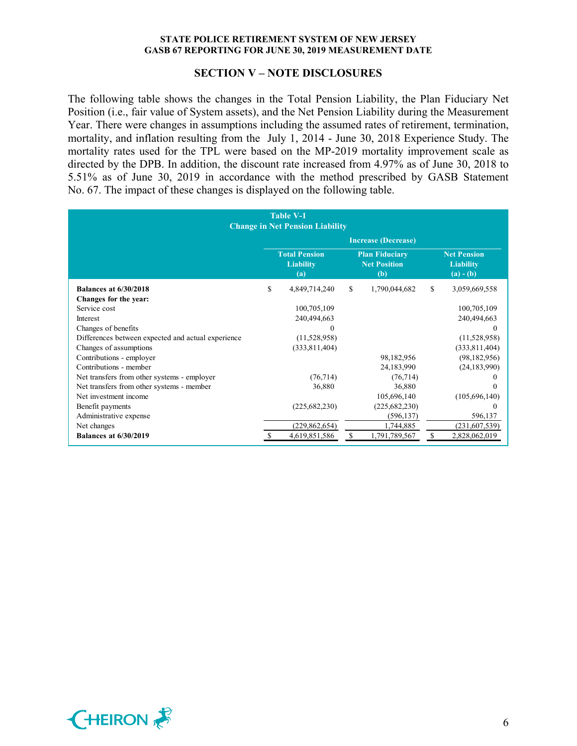## SECTION V – NOTE DISCLOSURES

The following table shows the changes in the Total Pension Liability, the Plan Fiduciary Net Position (i.e., fair value of System assets), and the Net Pension Liability during the Measurement Year. There were changes in assumptions including the assumed rates of retirement, termination, mortality, and inflation resulting from the July 1, 2014 - June 30, 2018 Experience Study. The mortality rates used for the TPL were based on the MP-2019 mortality improvement scale as directed by the DPB. In addition, the discount rate increased from 4.97% as of June 30, 2018 to 5.51% as of June 30, 2019 in accordance with the method prescribed by GASB Statement No. 67. The impact of these changes is displayed on the following table.

**Table V-1**
**Change in Net Pension Liability**

| | Increase (Decrease) | | |
|---|---|---|---|
| | **Total Pension Liability (a)** | **Plan Fiduciary Net Position (b)** | **Net Pension Liability (a) - (b)** |
| **Balances at 6/30/2018** | $ 4,849,714,240 | $ 1,790,044,682 | $ 3,059,669,558 |
| **Changes for the year:** | | | |
| Service cost | 100,705,109 | | 100,705,109 |
| Interest | 240,494,663 | | 240,494,663 |
| Changes of benefits | 0 | | 0 |
| Differences between expected and actual experience | (11,528,958) | | (11,528,958) |
| Changes of assumptions | (333,811,404) | | (333,811,404) |
| Contributions - employer | | 98,182,956 | (98,182,956) |
| Contributions - member | | 24,183,990 | (24,183,990) |
| Net transfers from other systems - employer | (76,714) | (76,714) | 0 |
| Net transfers from other systems - member | 36,880 | 36,880 | 0 |
| Net investment income | | 105,696,140 | (105,696,140) |
| Benefit payments | (225,682,230) | (225,682,230) | 0 |
| Administrative expense | | (596,137) | 596,137 |
| Net changes | (229,862,654) | 1,744,885 | (231,607,539) |
| **Balances at 6/30/2019** | $ 4,619,851,586 | $ 1,791,789,567 | $ 2,828,062,019 |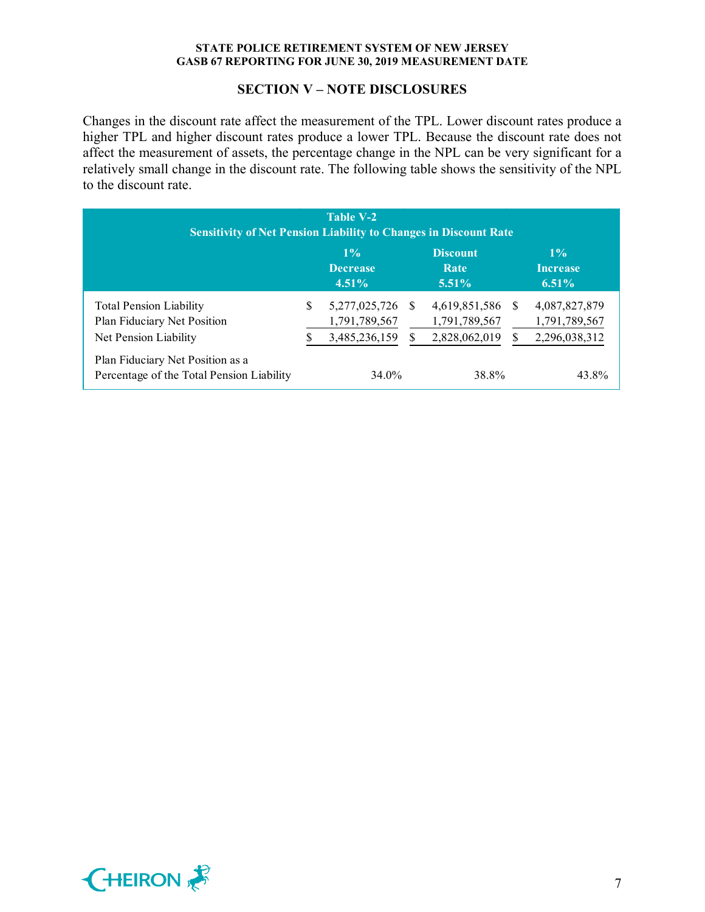## SECTION V – NOTE DISCLOSURES

Changes in the discount rate affect the measurement of the TPL. Lower discount rates produce a higher TPL and higher discount rates produce a lower TPL. Because the discount rate does not affect the measurement of assets, the percentage change in the NPL can be very significant for a relatively small change in the discount rate. The following table shows the sensitivity of the NPL to the discount rate.

**Table V-2**
**Sensitivity of Net Pension Liability to Changes in Discount Rate**

| | 1% Decrease 4.51% | Discount Rate 5.51% | 1% Increase 6.51% |
|---|---|---|---|
| Total Pension Liability | $ 5,277,025,726 | $ 4,619,851,586 | $ 4,087,827,879 |
| Plan Fiduciary Net Position | 1,791,789,567 | 1,791,789,567 | 1,791,789,567 |
| Net Pension Liability | $ 3,485,236,159 | $ 2,828,062,019 | $ 2,296,038,312 |
| Plan Fiduciary Net Position as a Percentage of the Total Pension Liability | 34.0% | 38.8% | 43.8% |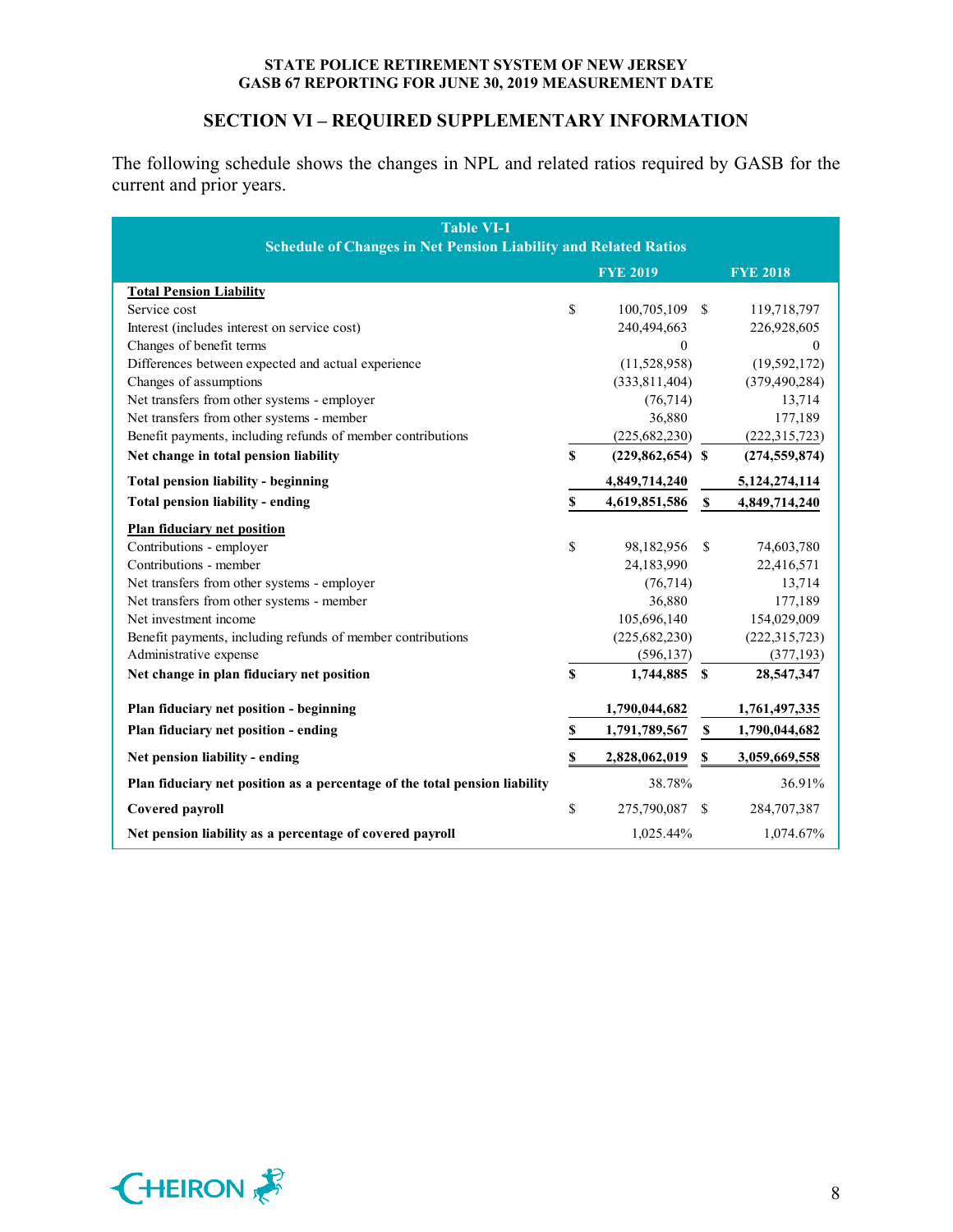## SECTION VI – REQUIRED SUPPLEMENTARY INFORMATION

The following schedule shows the changes in NPL and related ratios required by GASB for the current and prior years.

**Table VI-1**
**Schedule of Changes in Net Pension Liability and Related Ratios**

| | FYE 2019 | FYE 2018 |
|---|---|---|
| **Total Pension Liability** | | |
| Service cost | $ 100,705,109 | $ 119,718,797 |
| Interest (includes interest on service cost) | 240,494,663 | 226,928,605 |
| Changes of benefit terms | 0 | 0 |
| Differences between expected and actual experience | (11,528,958) | (19,592,172) |
| Changes of assumptions | (333,811,404) | (379,490,284) |
| Net transfers from other systems - employer | (76,714) | 13,714 |
| Net transfers from other systems - member | 36,880 | 177,189 |
| Benefit payments, including refunds of member contributions | (225,682,230) | (222,315,723) |
| **Net change in total pension liability** | **$ (229,862,654)** | **$ (274,559,874)** |
| **Total pension liability - beginning** | **4,849,714,240** | **5,124,274,114** |
| **Total pension liability - ending** | **$ 4,619,851,586** | **$ 4,849,714,240** |
| **Plan fiduciary net position** | | |
| Contributions - employer | $ 98,182,956 | $ 74,603,780 |
| Contributions - member | 24,183,990 | 22,416,571 |
| Net transfers from other systems - employer | (76,714) | 13,714 |
| Net transfers from other systems - member | 36,880 | 177,189 |
| Net investment income | 105,696,140 | 154,029,009 |
| Benefit payments, including refunds of member contributions | (225,682,230) | (222,315,723) |
| Administrative expense | (596,137) | (377,193) |
| **Net change in plan fiduciary net position** | **$ 1,744,885** | **$ 28,547,347** |
| **Plan fiduciary net position - beginning** | **1,790,044,682** | **1,761,497,335** |
| **Plan fiduciary net position - ending** | **$ 1,791,789,567** | **$ 1,790,044,682** |
| **Net pension liability - ending** | **$ 2,828,062,019** | **$ 3,059,669,558** |
| **Plan fiduciary net position as a percentage of the total pension liability** | 38.78% | 36.91% |
| **Covered payroll** | $ 275,790,087 | $ 284,707,387 |
| **Net pension liability as a percentage of covered payroll** | 1,025.44% | 1,074.67% |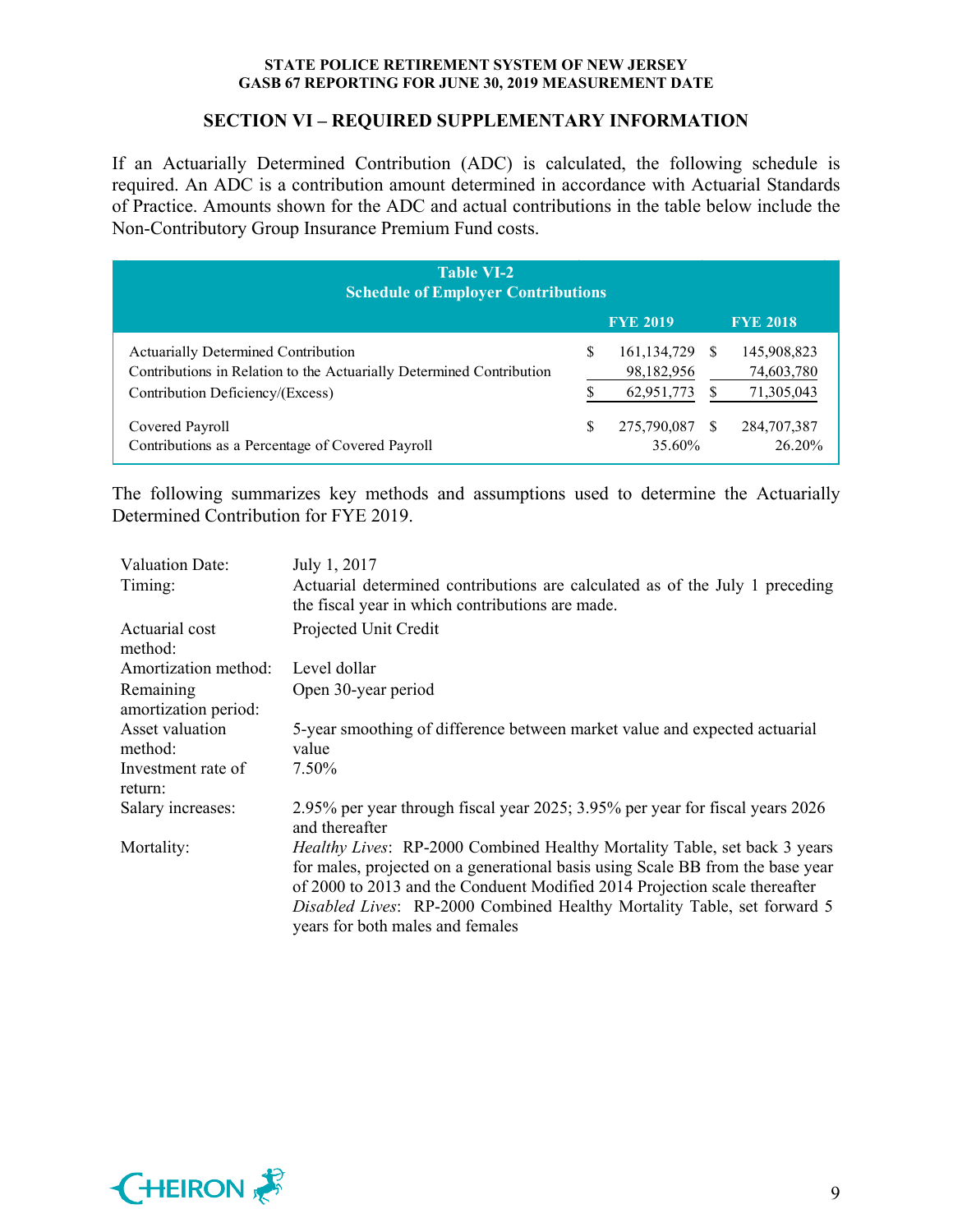## SECTION VI – REQUIRED SUPPLEMENTARY INFORMATION

If an Actuarially Determined Contribution (ADC) is calculated, the following schedule is required. An ADC is a contribution amount determined in accordance with Actuarial Standards of Practice. Amounts shown for the ADC and actual contributions in the table below include the Non-Contributory Group Insurance Premium Fund costs.

**Table VI-2**
**Schedule of Employer Contributions**

| | FYE 2019 | FYE 2018 |
|---|---|---|
| Actuarially Determined Contribution | $ 161,134,729 | $ 145,908,823 |
| Contributions in Relation to the Actuarially Determined Contribution | 98,182,956 | 74,603,780 |
| Contribution Deficiency/(Excess) | $ 62,951,773 | $ 71,305,043 |
| Covered Payroll | $ 275,790,087 | $ 284,707,387 |
| Contributions as a Percentage of Covered Payroll | 35.60% | 26.20% |

The following summarizes key methods and assumptions used to determine the Actuarially Determined Contribution for FYE 2019.

| | |
|---|---|
| Valuation Date: | July 1, 2017 |
| Timing: | Actuarial determined contributions are calculated as of the July 1 preceding the fiscal year in which contributions are made. |
| Actuarial cost method: | Projected Unit Credit |
| Amortization method: | Level dollar |
| Remaining amortization period: | Open 30-year period |
| Asset valuation method: | 5-year smoothing of difference between market value and expected actuarial value |
| Investment rate of return: | 7.50% |
| Salary increases: | 2.95% per year through fiscal year 2025; 3.95% per year for fiscal years 2026 and thereafter |
| Mortality: | *Healthy Lives*: RP-2000 Combined Healthy Mortality Table, set back 3 years for males, projected on a generational basis using Scale BB from the base year of 2000 to 2013 and the Conduent Modified 2014 Projection scale thereafter<br>*Disabled Lives*: RP-2000 Combined Healthy Mortality Table, set forward 5 years for both males and females |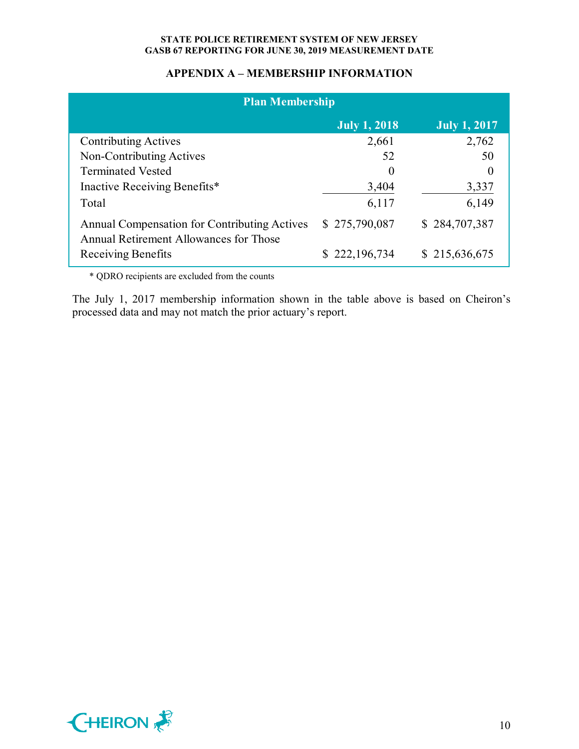## APPENDIX A – MEMBERSHIP INFORMATION

| Plan Membership | | |
|---|---|---|
| | July 1, 2018 | July 1, 2017 |
| Contributing Actives | 2,661 | 2,762 |
| Non-Contributing Actives | 52 | 50 |
| Terminated Vested | 0 | 0 |
| Inactive Receiving Benefits* | 3,404 | 3,337 |
| Total | 6,117 | 6,149 |
| Annual Compensation for Contributing Actives | $ 275,790,087 | $ 284,707,387 |
| Annual Retirement Allowances for Those Receiving Benefits | $ 222,196,734 | $ 215,636,675 |

* QDRO recipients are excluded from the counts

The July 1, 2017 membership information shown in the table above is based on Cheiron's processed data and may not match the prior actuary's report.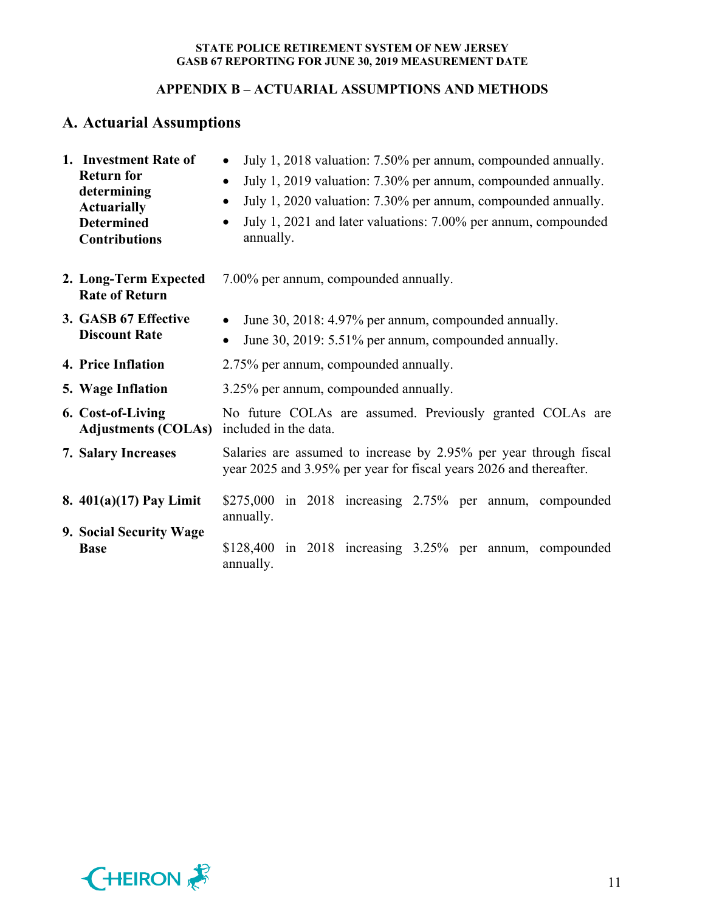## APPENDIX B – ACTUARIAL ASSUMPTIONS AND METHODS

### A. Actuarial Assumptions

1. **Investment Rate of Return for determining Actuarially Determined Contributions**
   - July 1, 2018 valuation: 7.50% per annum, compounded annually.
   - July 1, 2019 valuation: 7.30% per annum, compounded annually.
   - July 1, 2020 valuation: 7.30% per annum, compounded annually.
   - July 1, 2021 and later valuations: 7.00% per annum, compounded annually.

2. **Long-Term Expected Rate of Return**

   7.00% per annum, compounded annually.

3. **GASB 67 Effective Discount Rate**
   - June 30, 2018: 4.97% per annum, compounded annually.
   - June 30, 2019: 5.51% per annum, compounded annually.

4. **Price Inflation**

   2.75% per annum, compounded annually.

5. **Wage Inflation**

   3.25% per annum, compounded annually.

6. **Cost-of-Living Adjustments (COLAs)**

   No future COLAs are assumed. Previously granted COLAs are included in the data.

7. **Salary Increases**

   Salaries are assumed to increase by 2.95% per year through fiscal year 2025 and 3.95% per year for fiscal years 2026 and thereafter.

8. **401(a)(17) Pay Limit**

   $275,000 in 2018 increasing 2.75% per annum, compounded annually.

9. **Social Security Wage Base**

   $128,400 in 2018 increasing 3.25% per annum, compounded annually.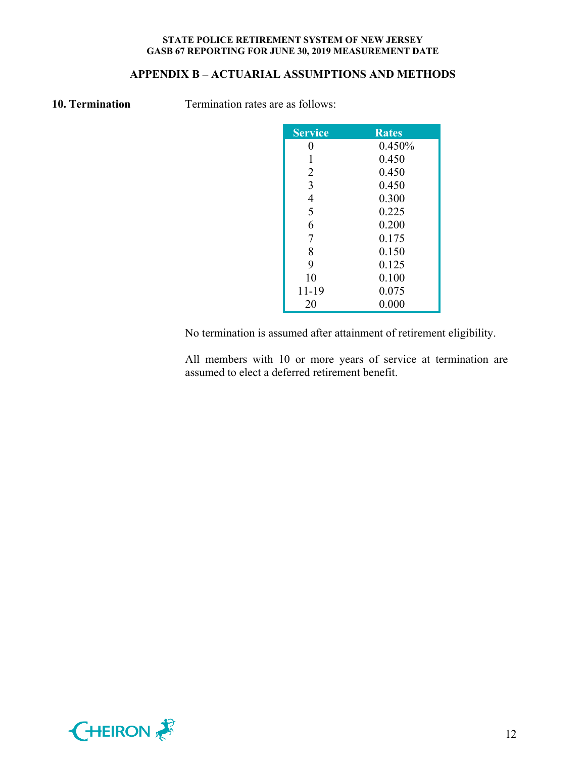## APPENDIX B – ACTUARIAL ASSUMPTIONS AND METHODS

**10. Termination**

Termination rates are as follows:

| Service | Rates |
|---|---|
| 0 | 0.450% |
| 1 | 0.450 |
| 2 | 0.450 |
| 3 | 0.450 |
| 4 | 0.300 |
| 5 | 0.225 |
| 6 | 0.200 |
| 7 | 0.175 |
| 8 | 0.150 |
| 9 | 0.125 |
| 10 | 0.100 |
| 11-19 | 0.075 |
| 20 | 0.000 |

No termination is assumed after attainment of retirement eligibility.

All members with 10 or more years of service at termination are assumed to elect a deferred retirement benefit.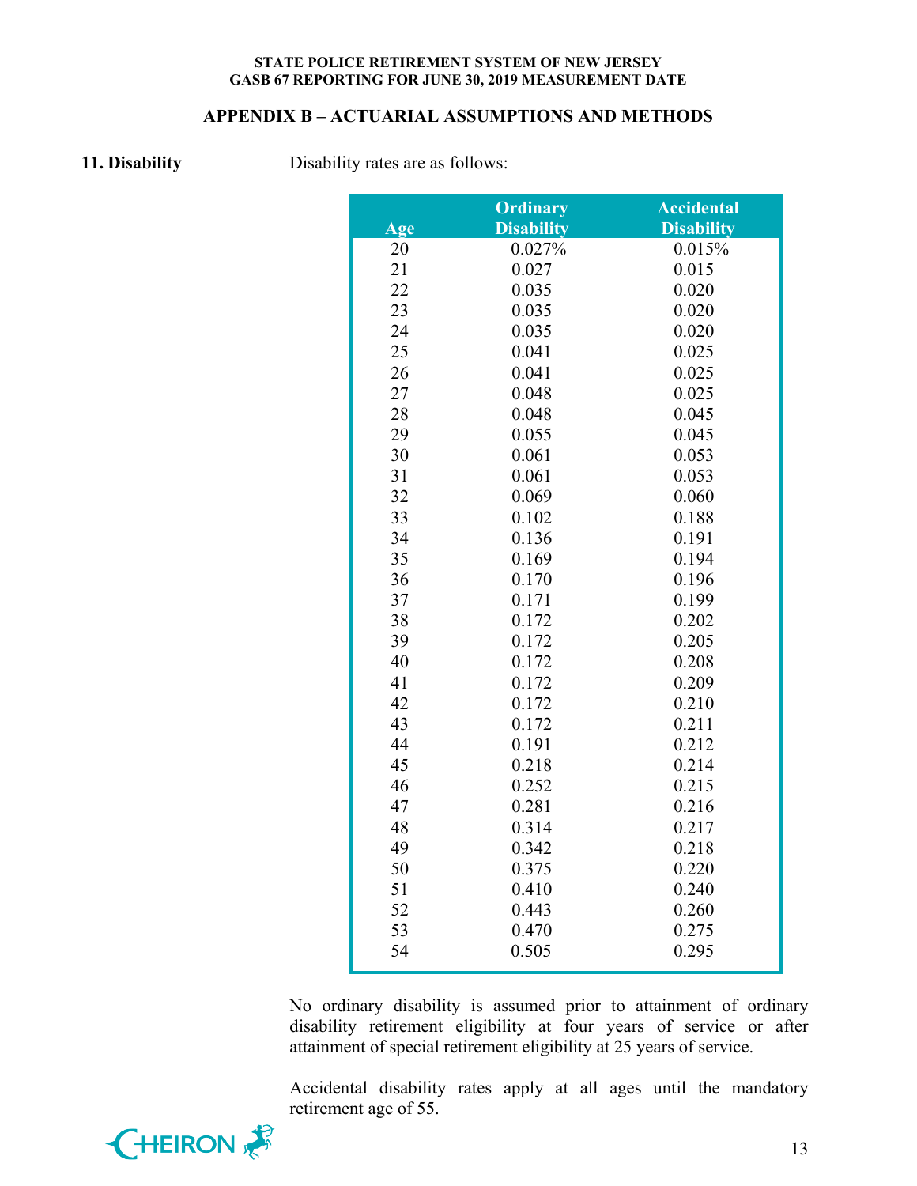## APPENDIX B – ACTUARIAL ASSUMPTIONS AND METHODS

**11. Disability**

Disability rates are as follows:

| Age | Ordinary Disability | Accidental Disability |
|---|---|---|
| 20 | 0.027% | 0.015% |
| 21 | 0.027 | 0.015 |
| 22 | 0.035 | 0.020 |
| 23 | 0.035 | 0.020 |
| 24 | 0.035 | 0.020 |
| 25 | 0.041 | 0.025 |
| 26 | 0.041 | 0.025 |
| 27 | 0.048 | 0.025 |
| 28 | 0.048 | 0.045 |
| 29 | 0.055 | 0.045 |
| 30 | 0.061 | 0.053 |
| 31 | 0.061 | 0.053 |
| 32 | 0.069 | 0.060 |
| 33 | 0.102 | 0.188 |
| 34 | 0.136 | 0.191 |
| 35 | 0.169 | 0.194 |
| 36 | 0.170 | 0.196 |
| 37 | 0.171 | 0.199 |
| 38 | 0.172 | 0.202 |
| 39 | 0.172 | 0.205 |
| 40 | 0.172 | 0.208 |
| 41 | 0.172 | 0.209 |
| 42 | 0.172 | 0.210 |
| 43 | 0.172 | 0.211 |
| 44 | 0.191 | 0.212 |
| 45 | 0.218 | 0.214 |
| 46 | 0.252 | 0.215 |
| 47 | 0.281 | 0.216 |
| 48 | 0.314 | 0.217 |
| 49 | 0.342 | 0.218 |
| 50 | 0.375 | 0.220 |
| 51 | 0.410 | 0.240 |
| 52 | 0.443 | 0.260 |
| 53 | 0.470 | 0.275 |
| 54 | 0.505 | 0.295 |

No ordinary disability is assumed prior to attainment of ordinary disability retirement eligibility at four years of service or after attainment of special retirement eligibility at 25 years of service.

Accidental disability rates apply at all ages until the mandatory retirement age of 55.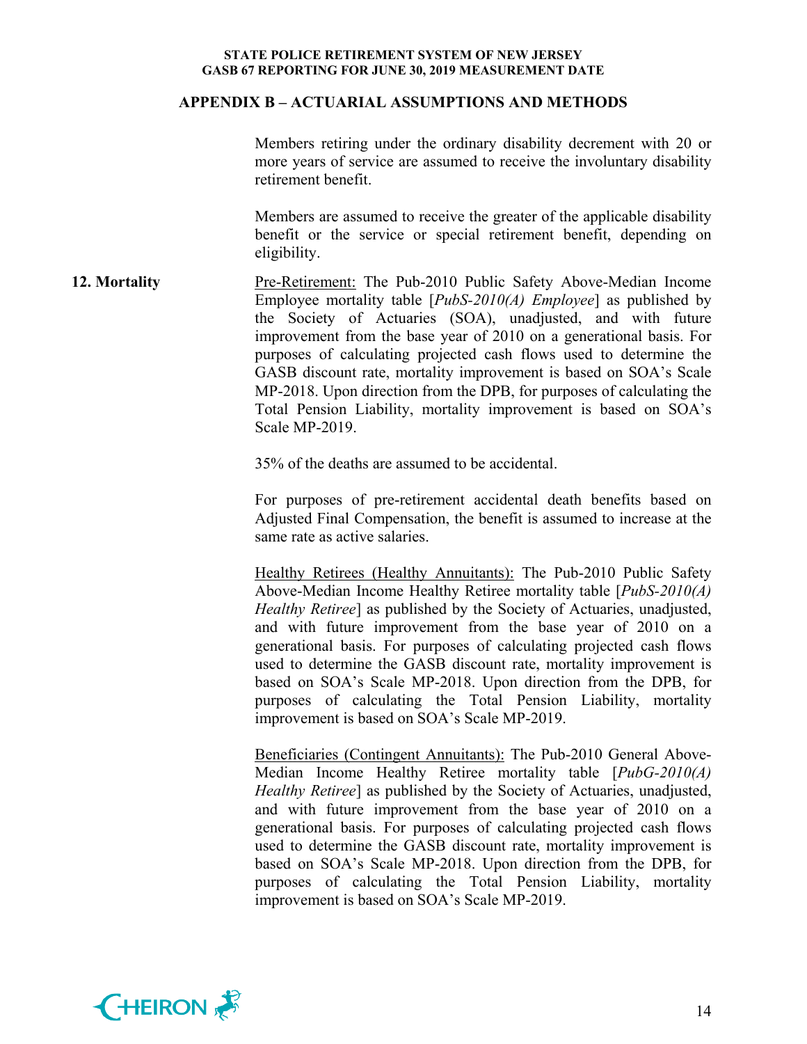## APPENDIX B – ACTUARIAL ASSUMPTIONS AND METHODS

Members retiring under the ordinary disability decrement with 20 or more years of service are assumed to receive the involuntary disability retirement benefit.

Members are assumed to receive the greater of the applicable disability benefit or the service or special retirement benefit, depending on eligibility.

**12. Mortality**

<u>Pre-Retirement:</u> The Pub-2010 Public Safety Above-Median Income Employee mortality table [*PubS-2010(A) Employee*] as published by the Society of Actuaries (SOA), unadjusted, and with future improvement from the base year of 2010 on a generational basis. For purposes of calculating projected cash flows used to determine the GASB discount rate, mortality improvement is based on SOA's Scale MP-2018. Upon direction from the DPB, for purposes of calculating the Total Pension Liability, mortality improvement is based on SOA's Scale MP-2019.

35% of the deaths are assumed to be accidental.

For purposes of pre-retirement accidental death benefits based on Adjusted Final Compensation, the benefit is assumed to increase at the same rate as active salaries.

<u>Healthy Retirees (Healthy Annuitants):</u> The Pub-2010 Public Safety Above-Median Income Healthy Retiree mortality table [*PubS-2010(A) Healthy Retiree*] as published by the Society of Actuaries, unadjusted, and with future improvement from the base year of 2010 on a generational basis. For purposes of calculating projected cash flows used to determine the GASB discount rate, mortality improvement is based on SOA's Scale MP-2018. Upon direction from the DPB, for purposes of calculating the Total Pension Liability, mortality improvement is based on SOA's Scale MP-2019.

<u>Beneficiaries (Contingent Annuitants):</u> The Pub-2010 General Above-Median Income Healthy Retiree mortality table [*PubG-2010(A) Healthy Retiree*] as published by the Society of Actuaries, unadjusted, and with future improvement from the base year of 2010 on a generational basis. For purposes of calculating projected cash flows used to determine the GASB discount rate, mortality improvement is based on SOA's Scale MP-2018. Upon direction from the DPB, for purposes of calculating the Total Pension Liability, mortality improvement is based on SOA's Scale MP-2019.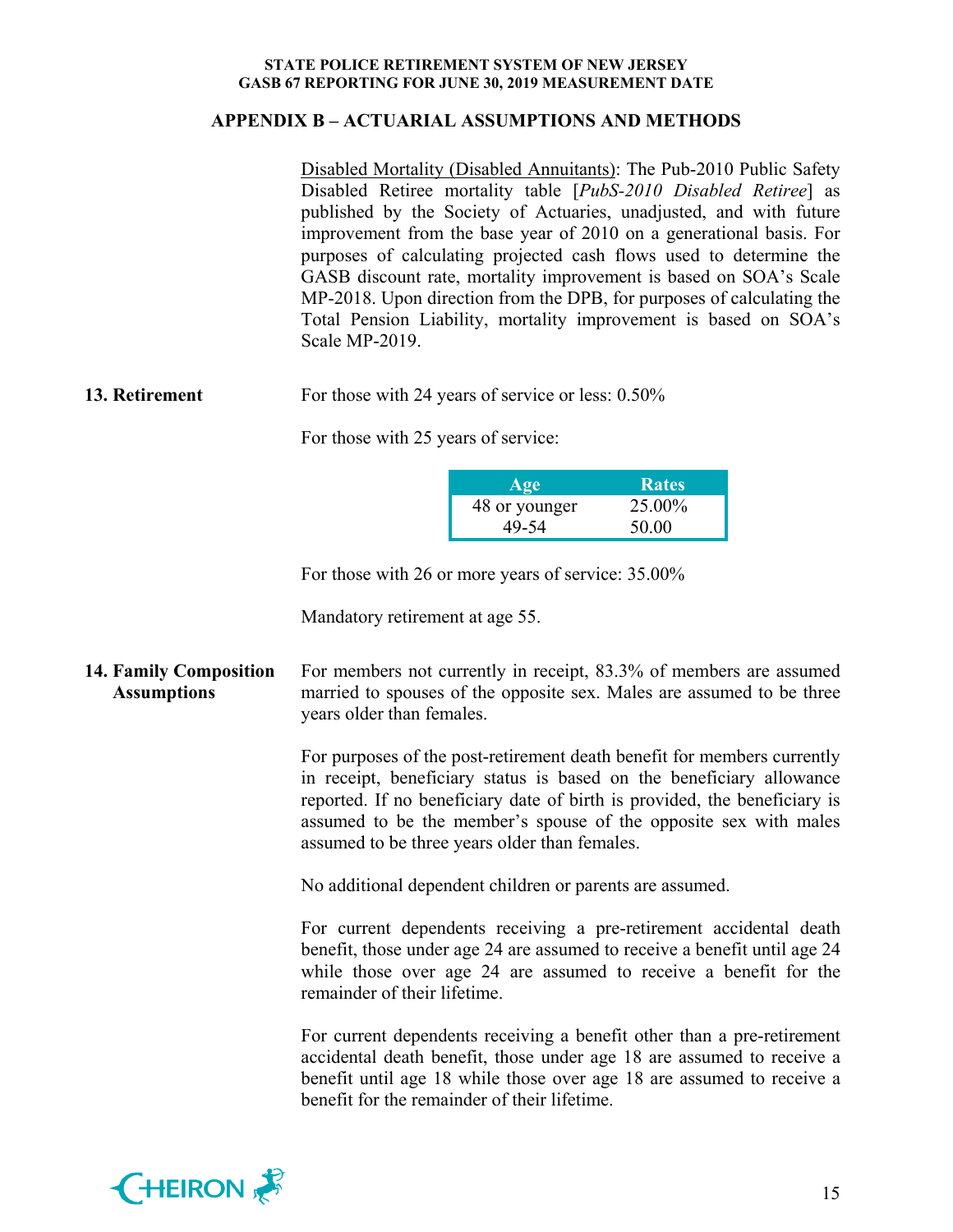## APPENDIX B – ACTUARIAL ASSUMPTIONS AND METHODS

Disabled Mortality (Disabled Annuitants): The Pub-2010 Public Safety Disabled Retiree mortality table [*PubS-2010 Disabled Retiree*] as published by the Society of Actuaries, unadjusted, and with future improvement from the base year of 2010 on a generational basis. For purposes of calculating projected cash flows used to determine the GASB discount rate, mortality improvement is based on SOA's Scale MP-2018. Upon direction from the DPB, for purposes of calculating the Total Pension Liability, mortality improvement is based on SOA's Scale MP-2019.

**13. Retirement**

For those with 24 years of service or less: 0.50%

For those with 25 years of service:

| Age | Rates |
|---|---|
| 48 or younger | 25.00% |
| 49-54 | 50.00 |

For those with 26 or more years of service: 35.00%

Mandatory retirement at age 55.

**14. Family Composition Assumptions**

For members not currently in receipt, 83.3% of members are assumed married to spouses of the opposite sex. Males are assumed to be three years older than females.

For purposes of the post-retirement death benefit for members currently in receipt, beneficiary status is based on the beneficiary allowance reported. If no beneficiary date of birth is provided, the beneficiary is assumed to be the member's spouse of the opposite sex with males assumed to be three years older than females.

No additional dependent children or parents are assumed.

For current dependents receiving a pre-retirement accidental death benefit, those under age 24 are assumed to receive a benefit until age 24 while those over age 24 are assumed to receive a benefit for the remainder of their lifetime.

For current dependents receiving a benefit other than a pre-retirement accidental death benefit, those under age 18 are assumed to receive a benefit until age 18 while those over age 18 are assumed to receive a benefit for the remainder of their lifetime.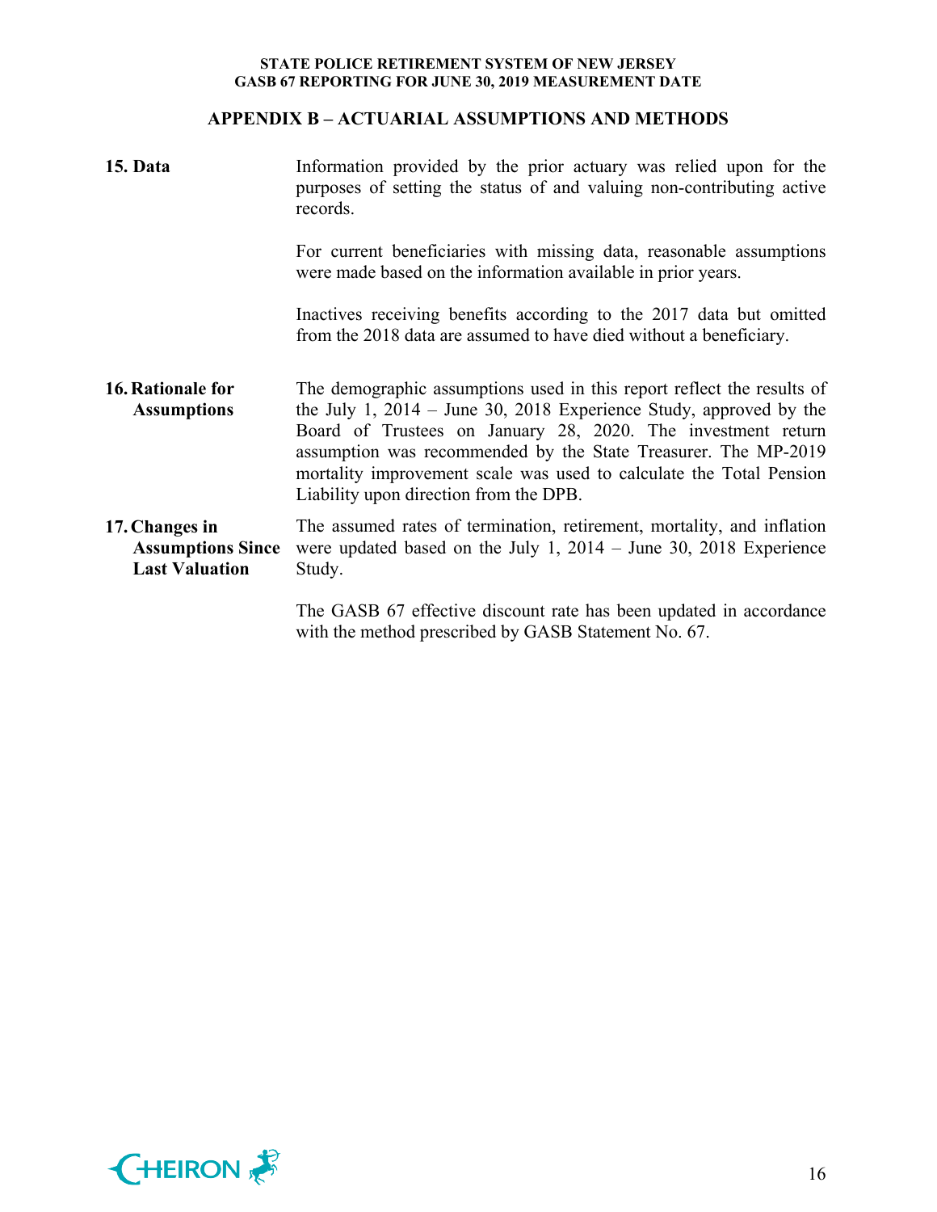## APPENDIX B – ACTUARIAL ASSUMPTIONS AND METHODS

**15. Data**

Information provided by the prior actuary was relied upon for the purposes of setting the status of and valuing non-contributing active records.

For current beneficiaries with missing data, reasonable assumptions were made based on the information available in prior years.

Inactives receiving benefits according to the 2017 data but omitted from the 2018 data are assumed to have died without a beneficiary.

**16. Rationale for Assumptions**

The demographic assumptions used in this report reflect the results of the July 1, 2014 – June 30, 2018 Experience Study, approved by the Board of Trustees on January 28, 2020. The investment return assumption was recommended by the State Treasurer. The MP-2019 mortality improvement scale was used to calculate the Total Pension Liability upon direction from the DPB.

**17. Changes in Assumptions Since Last Valuation**

The assumed rates of termination, retirement, mortality, and inflation were updated based on the July 1, 2014 – June 30, 2018 Experience Study.

The GASB 67 effective discount rate has been updated in accordance with the method prescribed by GASB Statement No. 67.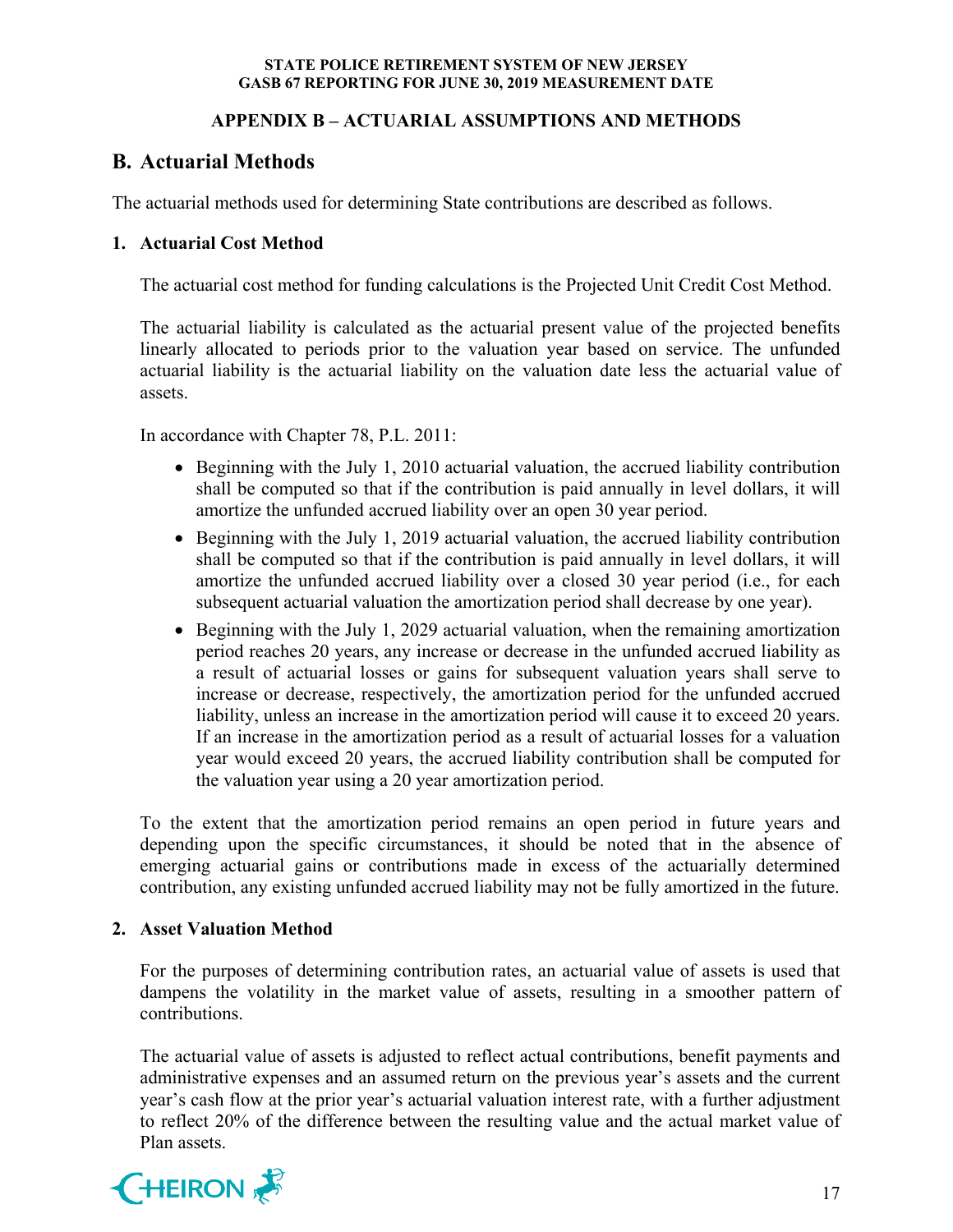## APPENDIX B – ACTUARIAL ASSUMPTIONS AND METHODS

## B. Actuarial Methods

The actuarial methods used for determining State contributions are described as follows.

### 1. Actuarial Cost Method

The actuarial cost method for funding calculations is the Projected Unit Credit Cost Method.

The actuarial liability is calculated as the actuarial present value of the projected benefits linearly allocated to periods prior to the valuation year based on service. The unfunded actuarial liability is the actuarial liability on the valuation date less the actuarial value of assets.

In accordance with Chapter 78, P.L. 2011:

- Beginning with the July 1, 2010 actuarial valuation, the accrued liability contribution shall be computed so that if the contribution is paid annually in level dollars, it will amortize the unfunded accrued liability over an open 30 year period.
- Beginning with the July 1, 2019 actuarial valuation, the accrued liability contribution shall be computed so that if the contribution is paid annually in level dollars, it will amortize the unfunded accrued liability over a closed 30 year period (i.e., for each subsequent actuarial valuation the amortization period shall decrease by one year).
- Beginning with the July 1, 2029 actuarial valuation, when the remaining amortization period reaches 20 years, any increase or decrease in the unfunded accrued liability as a result of actuarial losses or gains for subsequent valuation years shall serve to increase or decrease, respectively, the amortization period for the unfunded accrued liability, unless an increase in the amortization period will cause it to exceed 20 years. If an increase in the amortization period as a result of actuarial losses for a valuation year would exceed 20 years, the accrued liability contribution shall be computed for the valuation year using a 20 year amortization period.

To the extent that the amortization period remains an open period in future years and depending upon the specific circumstances, it should be noted that in the absence of emerging actuarial gains or contributions made in excess of the actuarially determined contribution, any existing unfunded accrued liability may not be fully amortized in the future.

### 2. Asset Valuation Method

For the purposes of determining contribution rates, an actuarial value of assets is used that dampens the volatility in the market value of assets, resulting in a smoother pattern of contributions.

The actuarial value of assets is adjusted to reflect actual contributions, benefit payments and administrative expenses and an assumed return on the previous year's assets and the current year's cash flow at the prior year's actuarial valuation interest rate, with a further adjustment to reflect 20% of the difference between the resulting value and the actual market value of Plan assets.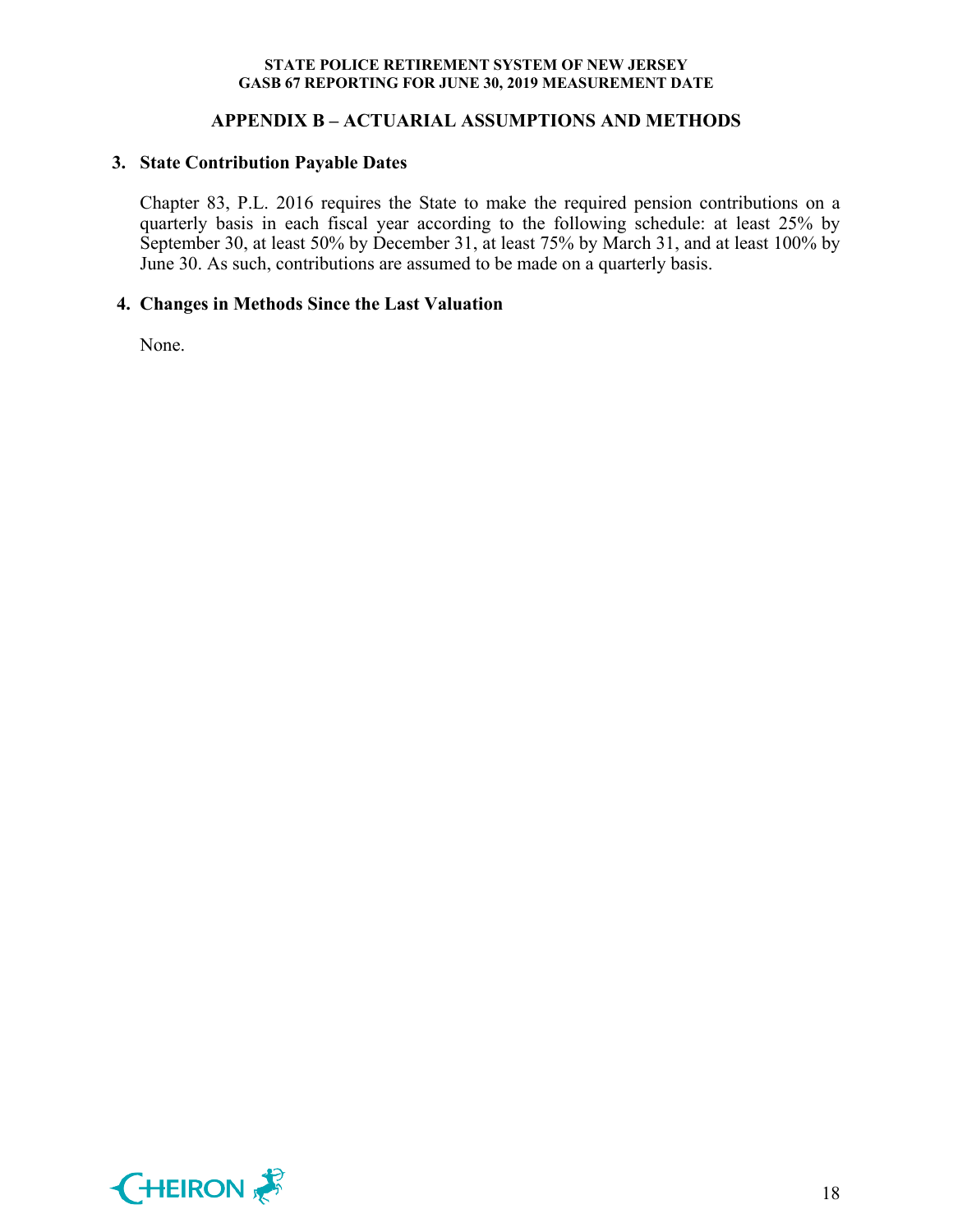## APPENDIX B – ACTUARIAL ASSUMPTIONS AND METHODS

### 3. State Contribution Payable Dates

Chapter 83, P.L. 2016 requires the State to make the required pension contributions on a quarterly basis in each fiscal year according to the following schedule: at least 25% by September 30, at least 50% by December 31, at least 75% by March 31, and at least 100% by June 30. As such, contributions are assumed to be made on a quarterly basis.

### 4. Changes in Methods Since the Last Valuation

None.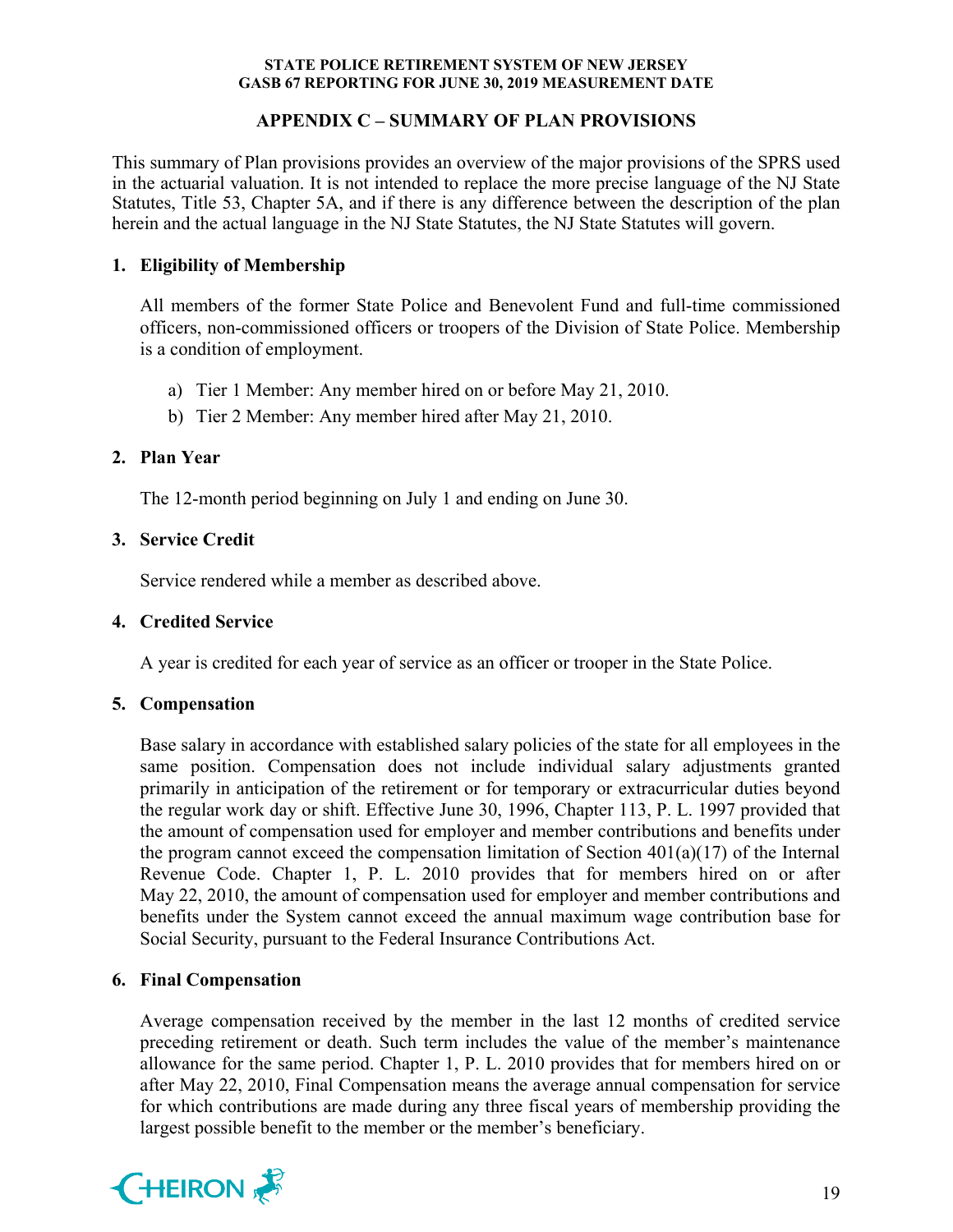## APPENDIX C – SUMMARY OF PLAN PROVISIONS

This summary of Plan provisions provides an overview of the major provisions of the SPRS used in the actuarial valuation. It is not intended to replace the more precise language of the NJ State Statutes, Title 53, Chapter 5A, and if there is any difference between the description of the plan herein and the actual language in the NJ State Statutes, the NJ State Statutes will govern.

### 1. Eligibility of Membership

All members of the former State Police and Benevolent Fund and full-time commissioned officers, non-commissioned officers or troopers of the Division of State Police. Membership is a condition of employment.

a) Tier 1 Member: Any member hired on or before May 21, 2010.

b) Tier 2 Member: Any member hired after May 21, 2010.

### 2. Plan Year

The 12-month period beginning on July 1 and ending on June 30.

### 3. Service Credit

Service rendered while a member as described above.

### 4. Credited Service

A year is credited for each year of service as an officer or trooper in the State Police.

### 5. Compensation

Base salary in accordance with established salary policies of the state for all employees in the same position. Compensation does not include individual salary adjustments granted primarily in anticipation of the retirement or for temporary or extracurricular duties beyond the regular work day or shift. Effective June 30, 1996, Chapter 113, P. L. 1997 provided that the amount of compensation used for employer and member contributions and benefits under the program cannot exceed the compensation limitation of Section 401(a)(17) of the Internal Revenue Code. Chapter 1, P. L. 2010 provides that for members hired on or after May 22, 2010, the amount of compensation used for employer and member contributions and benefits under the System cannot exceed the annual maximum wage contribution base for Social Security, pursuant to the Federal Insurance Contributions Act.

### 6. Final Compensation

Average compensation received by the member in the last 12 months of credited service preceding retirement or death. Such term includes the value of the member's maintenance allowance for the same period. Chapter 1, P. L. 2010 provides that for members hired on or after May 22, 2010, Final Compensation means the average annual compensation for service for which contributions are made during any three fiscal years of membership providing the largest possible benefit to the member or the member's beneficiary.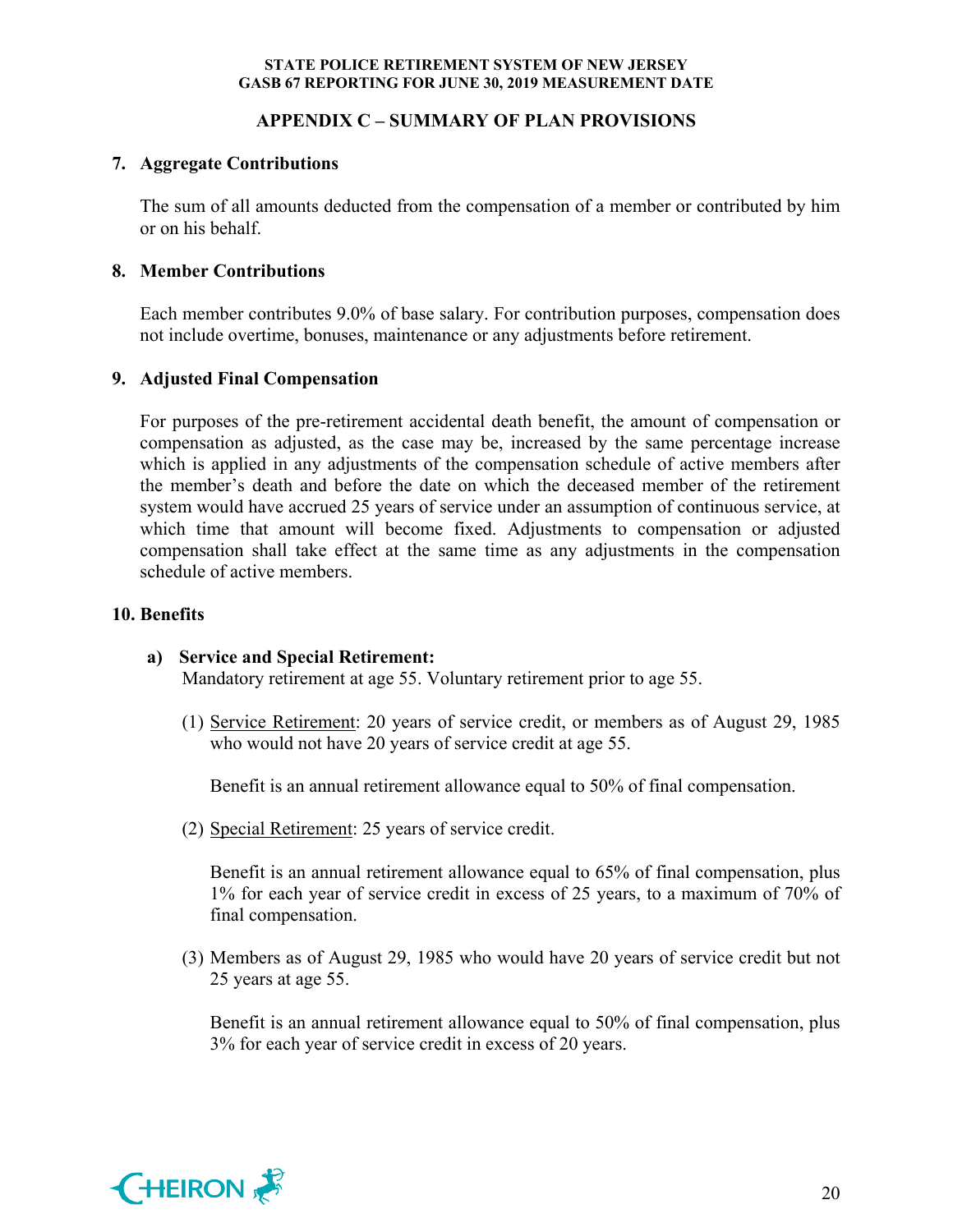## APPENDIX C – SUMMARY OF PLAN PROVISIONS

### 7. Aggregate Contributions

The sum of all amounts deducted from the compensation of a member or contributed by him or on his behalf.

### 8. Member Contributions

Each member contributes 9.0% of base salary. For contribution purposes, compensation does not include overtime, bonuses, maintenance or any adjustments before retirement.

### 9. Adjusted Final Compensation

For purposes of the pre-retirement accidental death benefit, the amount of compensation or compensation as adjusted, as the case may be, increased by the same percentage increase which is applied in any adjustments of the compensation schedule of active members after the member's death and before the date on which the deceased member of the retirement system would have accrued 25 years of service under an assumption of continuous service, at which time that amount will become fixed. Adjustments to compensation or adjusted compensation shall take effect at the same time as any adjustments in the compensation schedule of active members.

### 10. Benefits

**a) Service and Special Retirement:**
Mandatory retirement at age 55. Voluntary retirement prior to age 55.

(1) Service Retirement: 20 years of service credit, or members as of August 29, 1985 who would not have 20 years of service credit at age 55.

Benefit is an annual retirement allowance equal to 50% of final compensation.

(2) Special Retirement: 25 years of service credit.

Benefit is an annual retirement allowance equal to 65% of final compensation, plus 1% for each year of service credit in excess of 25 years, to a maximum of 70% of final compensation.

(3) Members as of August 29, 1985 who would have 20 years of service credit but not 25 years at age 55.

Benefit is an annual retirement allowance equal to 50% of final compensation, plus 3% for each year of service credit in excess of 20 years.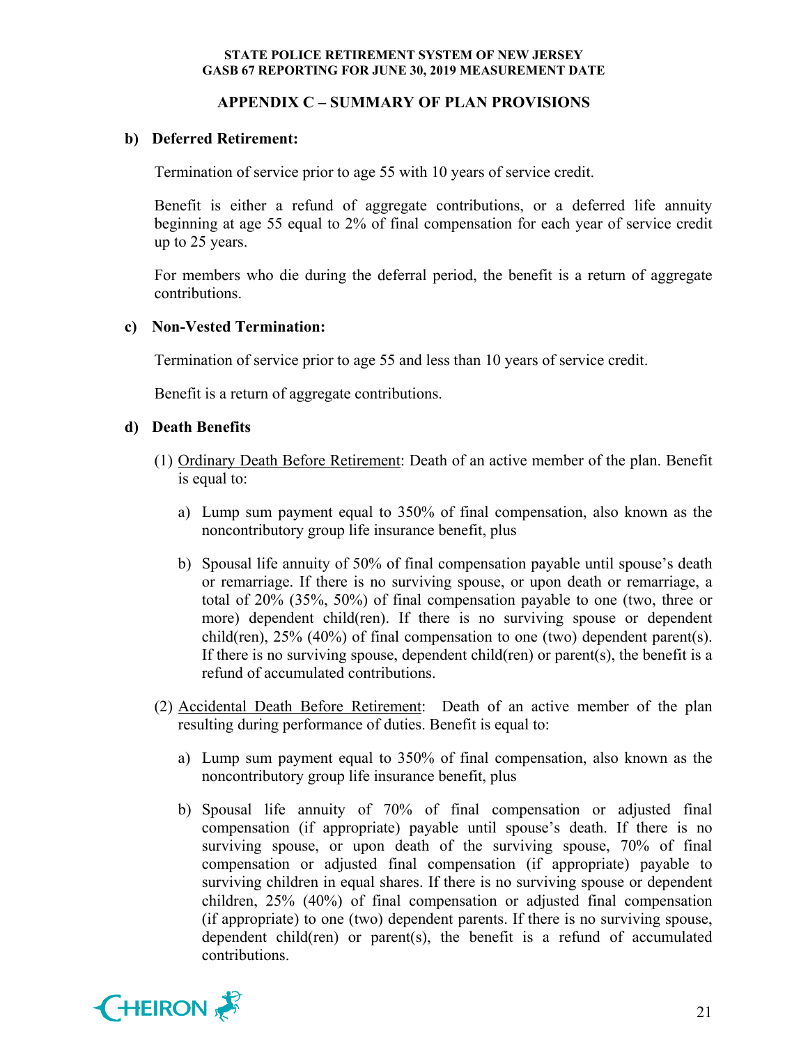## APPENDIX C – SUMMARY OF PLAN PROVISIONS

**b) Deferred Retirement:**

Termination of service prior to age 55 with 10 years of service credit.

Benefit is either a refund of aggregate contributions, or a deferred life annuity beginning at age 55 equal to 2% of final compensation for each year of service credit up to 25 years.

For members who die during the deferral period, the benefit is a return of aggregate contributions.

**c) Non-Vested Termination:**

Termination of service prior to age 55 and less than 10 years of service credit.

Benefit is a return of aggregate contributions.

**d) Death Benefits**

(1) Ordinary Death Before Retirement: Death of an active member of the plan. Benefit is equal to:

a) Lump sum payment equal to 350% of final compensation, also known as the noncontributory group life insurance benefit, plus

b) Spousal life annuity of 50% of final compensation payable until spouse's death or remarriage. If there is no surviving spouse, or upon death or remarriage, a total of 20% (35%, 50%) of final compensation payable to one (two, three or more) dependent child(ren). If there is no surviving spouse or dependent child(ren), 25% (40%) of final compensation to one (two) dependent parent(s). If there is no surviving spouse, dependent child(ren) or parent(s), the benefit is a refund of accumulated contributions.

(2) Accidental Death Before Retirement: Death of an active member of the plan resulting during performance of duties. Benefit is equal to:

a) Lump sum payment equal to 350% of final compensation, also known as the noncontributory group life insurance benefit, plus

b) Spousal life annuity of 70% of final compensation or adjusted final compensation (if appropriate) payable until spouse's death. If there is no surviving spouse, or upon death of the surviving spouse, 70% of final compensation or adjusted final compensation (if appropriate) payable to surviving children in equal shares. If there is no surviving spouse or dependent children, 25% (40%) of final compensation or adjusted final compensation (if appropriate) to one (two) dependent parents. If there is no surviving spouse, dependent child(ren) or parent(s), the benefit is a refund of accumulated contributions.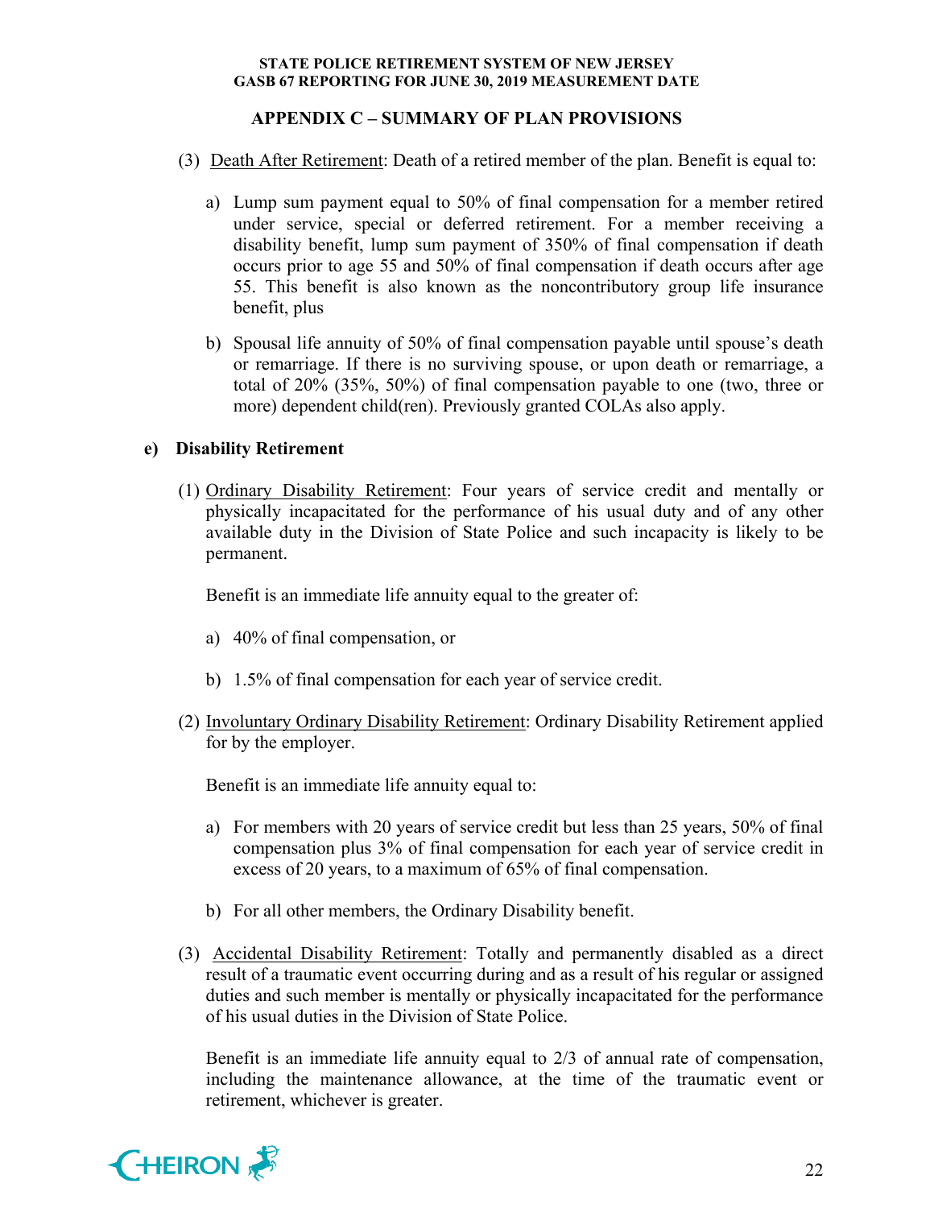## APPENDIX C – SUMMARY OF PLAN PROVISIONS

(3) Death After Retirement: Death of a retired member of the plan. Benefit is equal to:

a) Lump sum payment equal to 50% of final compensation for a member retired under service, special or deferred retirement. For a member receiving a disability benefit, lump sum payment of 350% of final compensation if death occurs prior to age 55 and 50% of final compensation if death occurs after age 55. This benefit is also known as the noncontributory group life insurance benefit, plus

b) Spousal life annuity of 50% of final compensation payable until spouse's death or remarriage. If there is no surviving spouse, or upon death or remarriage, a total of 20% (35%, 50%) of final compensation payable to one (two, three or more) dependent child(ren). Previously granted COLAs also apply.

### e) Disability Retirement

(1) Ordinary Disability Retirement: Four years of service credit and mentally or physically incapacitated for the performance of his usual duty and of any other available duty in the Division of State Police and such incapacity is likely to be permanent.

Benefit is an immediate life annuity equal to the greater of:

a) 40% of final compensation, or

b) 1.5% of final compensation for each year of service credit.

(2) Involuntary Ordinary Disability Retirement: Ordinary Disability Retirement applied for by the employer.

Benefit is an immediate life annuity equal to:

a) For members with 20 years of service credit but less than 25 years, 50% of final compensation plus 3% of final compensation for each year of service credit in excess of 20 years, to a maximum of 65% of final compensation.

b) For all other members, the Ordinary Disability benefit.

(3) Accidental Disability Retirement: Totally and permanently disabled as a direct result of a traumatic event occurring during and as a result of his regular or assigned duties and such member is mentally or physically incapacitated for the performance of his usual duties in the Division of State Police.

Benefit is an immediate life annuity equal to 2/3 of annual rate of compensation, including the maintenance allowance, at the time of the traumatic event or retirement, whichever is greater.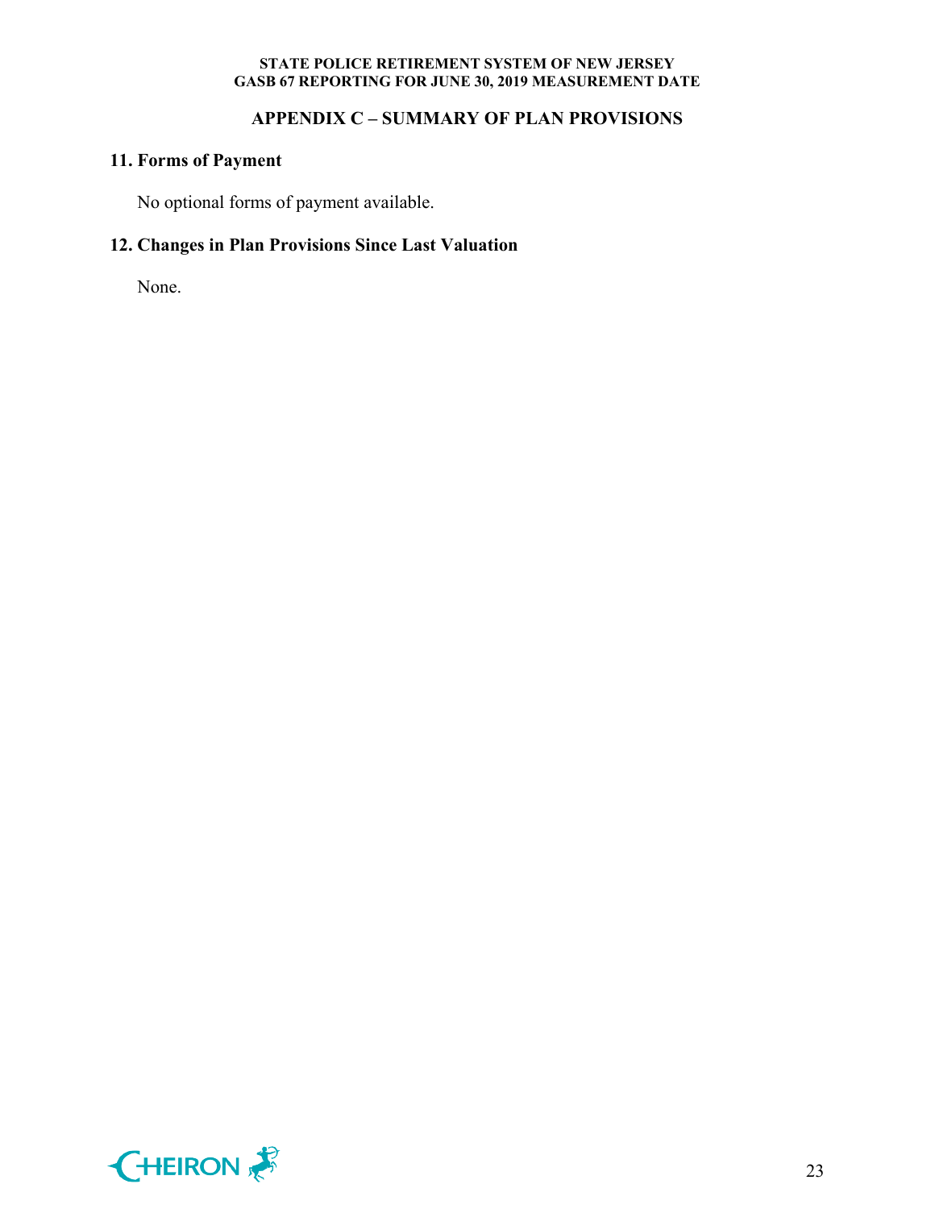## APPENDIX C – SUMMARY OF PLAN PROVISIONS

### 11. Forms of Payment

No optional forms of payment available.

### 12. Changes in Plan Provisions Since Last Valuation

None.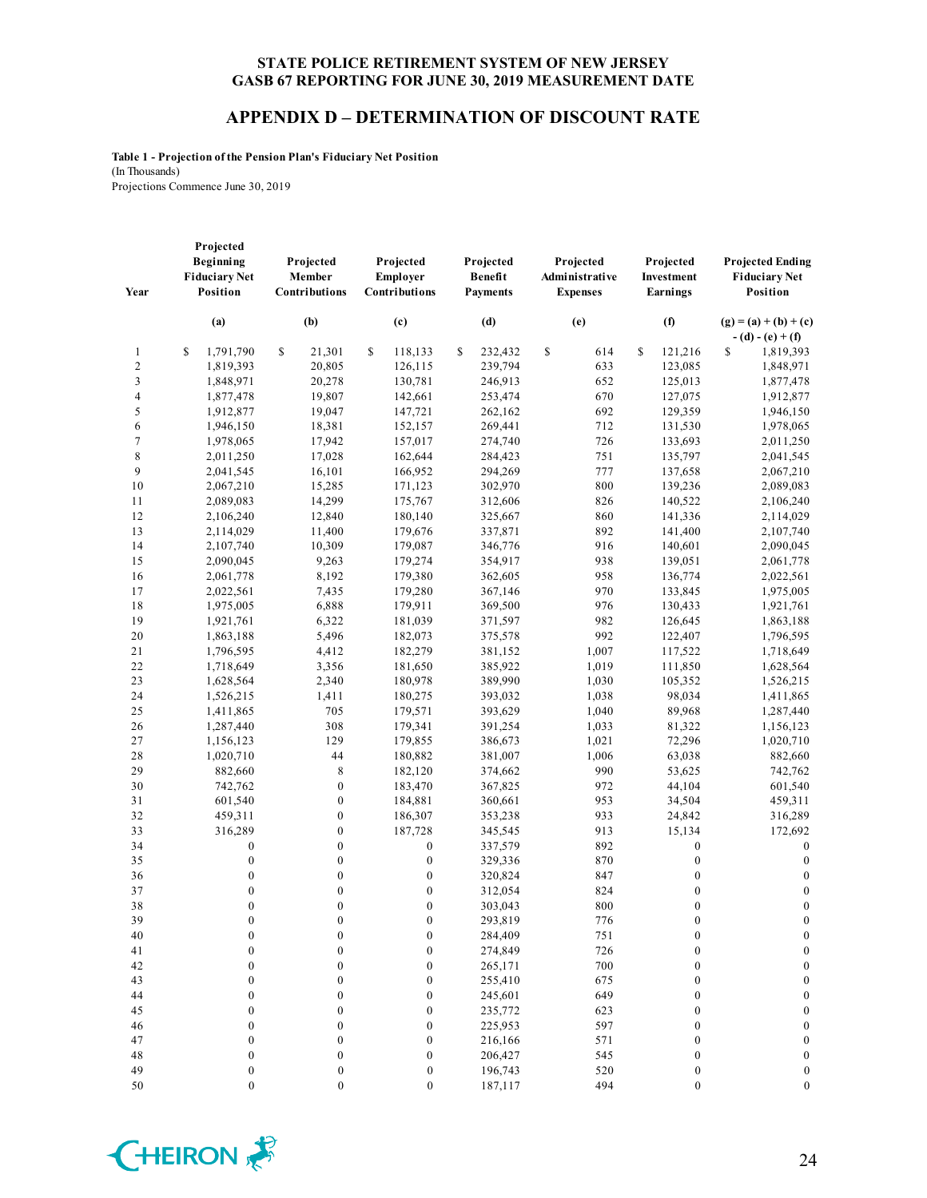# STATE POLICE RETIREMENT SYSTEM OF NEW JERSEY
# GASB 67 REPORTING FOR JUNE 30, 2019 MEASUREMENT DATE

## APPENDIX D – DETERMINATION OF DISCOUNT RATE

**Table 1 - Projection of the Pension Plan's Fiduciary Net Position**
(In Thousands)
Projections Commence June 30, 2019

| Year | Projected Beginning Fiduciary Net Position | Projected Member Contributions | Projected Employer Contributions | Projected Benefit Payments | Projected Administrative Expenses | Projected Investment Earnings | Projected Ending Fiduciary Net Position |
|---|---|---|---|---|---|---|---|
| | (a) | (b) | (c) | (d) | (e) | (f) | (g) = (a) + (b) + (c) - (d) - (e) + (f) |
| 1 | $ 1,791,790 | $ 21,301 | $ 118,133 | $ 232,432 | $ 614 | $ 121,216 | $ 1,819,393 |
| 2 | 1,819,393 | 20,805 | 126,115 | 239,794 | 633 | 123,085 | 1,848,971 |
| 3 | 1,848,971 | 20,278 | 130,781 | 246,913 | 652 | 125,013 | 1,877,478 |
| 4 | 1,877,478 | 19,807 | 142,661 | 253,474 | 670 | 127,075 | 1,912,877 |
| 5 | 1,912,877 | 19,047 | 147,721 | 262,162 | 692 | 129,359 | 1,946,150 |
| 6 | 1,946,150 | 18,381 | 152,157 | 269,441 | 712 | 131,530 | 1,978,065 |
| 7 | 1,978,065 | 17,942 | 157,017 | 274,740 | 726 | 133,693 | 2,011,250 |
| 8 | 2,011,250 | 17,028 | 162,644 | 284,423 | 751 | 135,797 | 2,041,545 |
| 9 | 2,041,545 | 16,101 | 166,952 | 294,269 | 777 | 137,658 | 2,067,210 |
| 10 | 2,067,210 | 15,285 | 171,123 | 302,970 | 800 | 139,236 | 2,089,083 |
| 11 | 2,089,083 | 14,299 | 175,767 | 312,606 | 826 | 140,522 | 2,106,240 |
| 12 | 2,106,240 | 12,840 | 180,140 | 325,667 | 860 | 141,336 | 2,114,029 |
| 13 | 2,114,029 | 11,400 | 179,676 | 337,871 | 892 | 141,400 | 2,107,740 |
| 14 | 2,107,740 | 10,309 | 179,087 | 346,776 | 916 | 140,601 | 2,090,045 |
| 15 | 2,090,045 | 9,263 | 179,274 | 354,917 | 938 | 139,051 | 2,061,778 |
| 16 | 2,061,778 | 8,192 | 179,380 | 362,605 | 958 | 136,774 | 2,022,561 |
| 17 | 2,022,561 | 7,435 | 179,280 | 367,146 | 970 | 133,845 | 1,975,005 |
| 18 | 1,975,005 | 6,888 | 179,911 | 369,500 | 976 | 130,433 | 1,921,761 |
| 19 | 1,921,761 | 6,322 | 181,039 | 371,597 | 982 | 126,645 | 1,863,188 |
| 20 | 1,863,188 | 5,496 | 182,073 | 375,578 | 992 | 122,407 | 1,796,595 |
| 21 | 1,796,595 | 4,412 | 182,279 | 381,152 | 1,007 | 117,522 | 1,718,649 |
| 22 | 1,718,649 | 3,356 | 181,650 | 385,922 | 1,019 | 111,850 | 1,628,564 |
| 23 | 1,628,564 | 2,340 | 180,978 | 389,990 | 1,030 | 105,352 | 1,526,215 |
| 24 | 1,526,215 | 1,411 | 180,275 | 393,032 | 1,038 | 98,034 | 1,411,865 |
| 25 | 1,411,865 | 705 | 179,571 | 393,629 | 1,040 | 89,968 | 1,287,440 |
| 26 | 1,287,440 | 308 | 179,341 | 391,254 | 1,033 | 81,322 | 1,156,123 |
| 27 | 1,156,123 | 129 | 179,855 | 386,673 | 1,021 | 72,296 | 1,020,710 |
| 28 | 1,020,710 | 44 | 180,882 | 381,007 | 1,006 | 63,038 | 882,660 |
| 29 | 882,660 | 8 | 182,120 | 374,662 | 990 | 53,625 | 742,762 |
| 30 | 742,762 | 0 | 183,470 | 367,825 | 972 | 44,104 | 601,540 |
| 31 | 601,540 | 0 | 184,881 | 360,661 | 953 | 34,504 | 459,311 |
| 32 | 459,311 | 0 | 186,307 | 353,238 | 933 | 24,842 | 316,289 |
| 33 | 316,289 | 0 | 187,728 | 345,545 | 913 | 15,134 | 172,692 |
| 34 | 0 | 0 | 0 | 337,579 | 892 | 0 | 0 |
| 35 | 0 | 0 | 0 | 329,336 | 870 | 0 | 0 |
| 36 | 0 | 0 | 0 | 320,824 | 847 | 0 | 0 |
| 37 | 0 | 0 | 0 | 312,054 | 824 | 0 | 0 |
| 38 | 0 | 0 | 0 | 303,043 | 800 | 0 | 0 |
| 39 | 0 | 0 | 0 | 293,819 | 776 | 0 | 0 |
| 40 | 0 | 0 | 0 | 284,409 | 751 | 0 | 0 |
| 41 | 0 | 0 | 0 | 274,849 | 726 | 0 | 0 |
| 42 | 0 | 0 | 0 | 265,171 | 700 | 0 | 0 |
| 43 | 0 | 0 | 0 | 255,410 | 675 | 0 | 0 |
| 44 | 0 | 0 | 0 | 245,601 | 649 | 0 | 0 |
| 45 | 0 | 0 | 0 | 235,772 | 623 | 0 | 0 |
| 46 | 0 | 0 | 0 | 225,953 | 597 | 0 | 0 |
| 47 | 0 | 0 | 0 | 216,166 | 571 | 0 | 0 |
| 48 | 0 | 0 | 0 | 206,427 | 545 | 0 | 0 |
| 49 | 0 | 0 | 0 | 196,743 | 520 | 0 | 0 |
| 50 | 0 | 0 | 0 | 187,117 | 494 | 0 | 0 |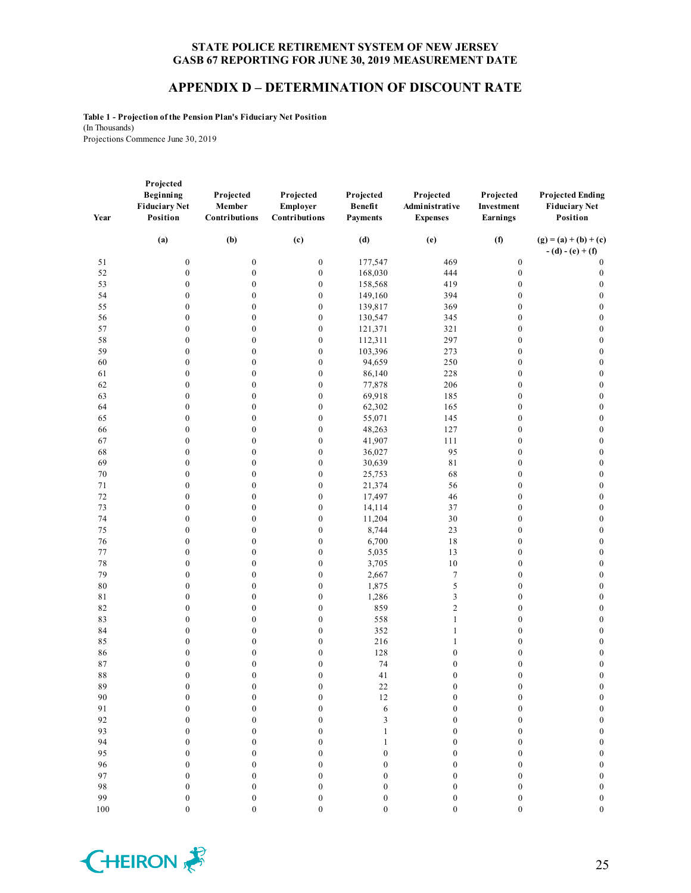**STATE POLICE RETIREMENT SYSTEM OF NEW JERSEY**
**GASB 67 REPORTING FOR JUNE 30, 2019 MEASUREMENT DATE**

## APPENDIX D – DETERMINATION OF DISCOUNT RATE

**Table 1 - Projection of the Pension Plan's Fiduciary Net Position**
(In Thousands)
Projections Commence June 30, 2019

| Year | Projected Beginning Fiduciary Net Position | Projected Member Contributions | Projected Employer Contributions | Projected Benefit Payments | Projected Administrative Expenses | Projected Investment Earnings | Projected Ending Fiduciary Net Position |
|---|---|---|---|---|---|---|---|
| | (a) | (b) | (c) | (d) | (e) | (f) | (g) = (a) + (b) + (c) - (d) - (e) + (f) |
| 51 | 0 | 0 | 0 | 177,547 | 469 | 0 | 0 |
| 52 | 0 | 0 | 0 | 168,030 | 444 | 0 | 0 |
| 53 | 0 | 0 | 0 | 158,568 | 419 | 0 | 0 |
| 54 | 0 | 0 | 0 | 149,160 | 394 | 0 | 0 |
| 55 | 0 | 0 | 0 | 139,817 | 369 | 0 | 0 |
| 56 | 0 | 0 | 0 | 130,547 | 345 | 0 | 0 |
| 57 | 0 | 0 | 0 | 121,371 | 321 | 0 | 0 |
| 58 | 0 | 0 | 0 | 112,311 | 297 | 0 | 0 |
| 59 | 0 | 0 | 0 | 103,396 | 273 | 0 | 0 |
| 60 | 0 | 0 | 0 | 94,659 | 250 | 0 | 0 |
| 61 | 0 | 0 | 0 | 86,140 | 228 | 0 | 0 |
| 62 | 0 | 0 | 0 | 77,878 | 206 | 0 | 0 |
| 63 | 0 | 0 | 0 | 69,918 | 185 | 0 | 0 |
| 64 | 0 | 0 | 0 | 62,302 | 165 | 0 | 0 |
| 65 | 0 | 0 | 0 | 55,071 | 145 | 0 | 0 |
| 66 | 0 | 0 | 0 | 48,263 | 127 | 0 | 0 |
| 67 | 0 | 0 | 0 | 41,907 | 111 | 0 | 0 |
| 68 | 0 | 0 | 0 | 36,027 | 95 | 0 | 0 |
| 69 | 0 | 0 | 0 | 30,639 | 81 | 0 | 0 |
| 70 | 0 | 0 | 0 | 25,753 | 68 | 0 | 0 |
| 71 | 0 | 0 | 0 | 21,374 | 56 | 0 | 0 |
| 72 | 0 | 0 | 0 | 17,497 | 46 | 0 | 0 |
| 73 | 0 | 0 | 0 | 14,114 | 37 | 0 | 0 |
| 74 | 0 | 0 | 0 | 11,204 | 30 | 0 | 0 |
| 75 | 0 | 0 | 0 | 8,744 | 23 | 0 | 0 |
| 76 | 0 | 0 | 0 | 6,700 | 18 | 0 | 0 |
| 77 | 0 | 0 | 0 | 5,035 | 13 | 0 | 0 |
| 78 | 0 | 0 | 0 | 3,705 | 10 | 0 | 0 |
| 79 | 0 | 0 | 0 | 2,667 | 7 | 0 | 0 |
| 80 | 0 | 0 | 0 | 1,875 | 5 | 0 | 0 |
| 81 | 0 | 0 | 0 | 1,286 | 3 | 0 | 0 |
| 82 | 0 | 0 | 0 | 859 | 2 | 0 | 0 |
| 83 | 0 | 0 | 0 | 558 | 1 | 0 | 0 |
| 84 | 0 | 0 | 0 | 352 | 1 | 0 | 0 |
| 85 | 0 | 0 | 0 | 216 | 1 | 0 | 0 |
| 86 | 0 | 0 | 0 | 128 | 0 | 0 | 0 |
| 87 | 0 | 0 | 0 | 74 | 0 | 0 | 0 |
| 88 | 0 | 0 | 0 | 41 | 0 | 0 | 0 |
| 89 | 0 | 0 | 0 | 22 | 0 | 0 | 0 |
| 90 | 0 | 0 | 0 | 12 | 0 | 0 | 0 |
| 91 | 0 | 0 | 0 | 6 | 0 | 0 | 0 |
| 92 | 0 | 0 | 0 | 3 | 0 | 0 | 0 |
| 93 | 0 | 0 | 0 | 1 | 0 | 0 | 0 |
| 94 | 0 | 0 | 0 | 1 | 0 | 0 | 0 |
| 95 | 0 | 0 | 0 | 0 | 0 | 0 | 0 |
| 96 | 0 | 0 | 0 | 0 | 0 | 0 | 0 |
| 97 | 0 | 0 | 0 | 0 | 0 | 0 | 0 |
| 98 | 0 | 0 | 0 | 0 | 0 | 0 | 0 |
| 99 | 0 | 0 | 0 | 0 | 0 | 0 | 0 |
| 100 | 0 | 0 | 0 | 0 | 0 | 0 | 0 |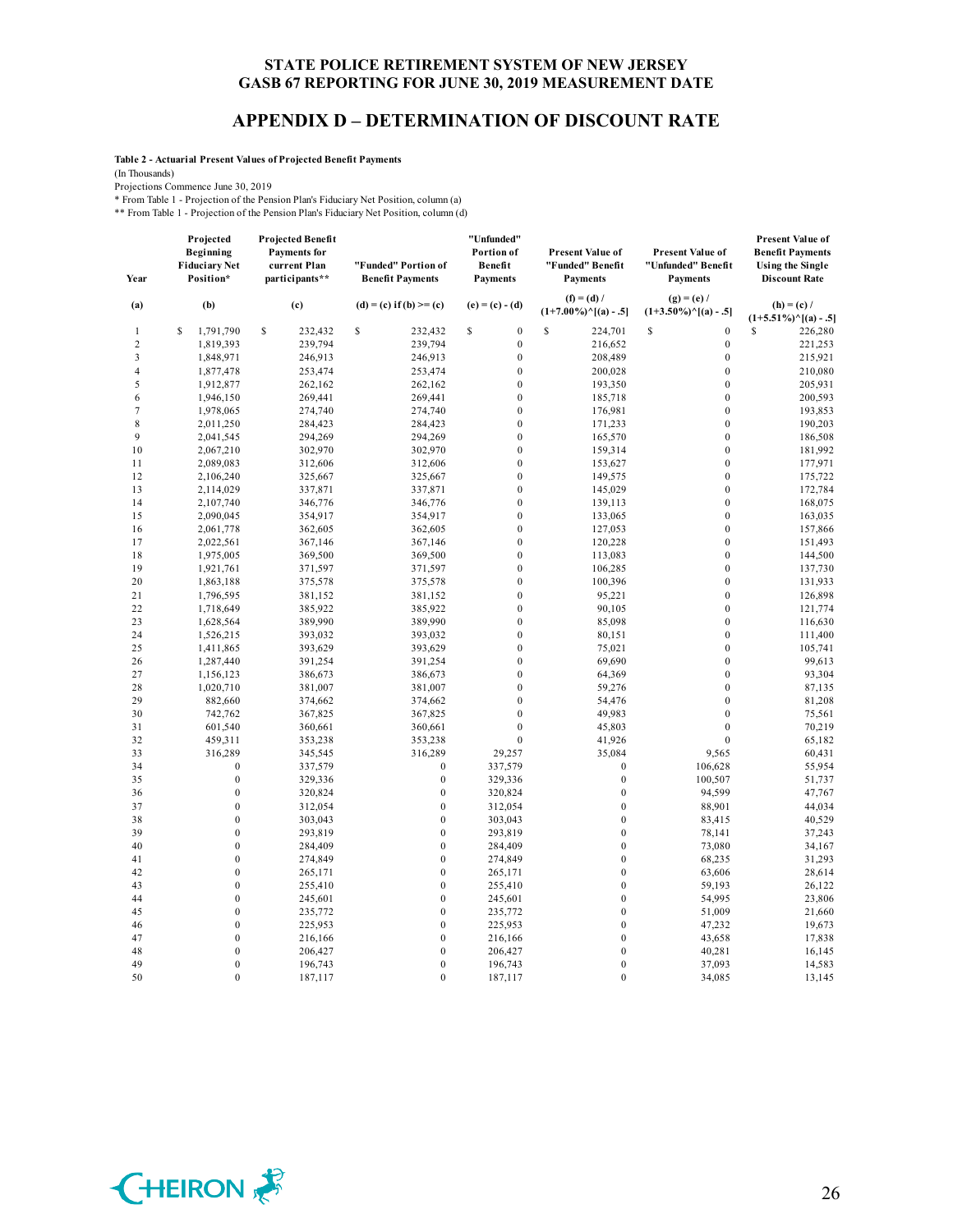# STATE POLICE RETIREMENT SYSTEM OF NEW JERSEY
# GASB 67 REPORTING FOR JUNE 30, 2019 MEASUREMENT DATE

## APPENDIX D – DETERMINATION OF DISCOUNT RATE

**Table 2 - Actuarial Present Values of Projected Benefit Payments**

(In Thousands)

Projections Commence June 30, 2019

\* From Table 1 - Projection of the Pension Plan's Fiduciary Net Position, column (a)

\*\* From Table 1 - Projection of the Pension Plan's Fiduciary Net Position, column (d)

| Year | Projected Beginning Fiduciary Net Position* | Projected Benefit Payments for current Plan participants** | "Funded" Portion of Benefit Payments | "Unfunded" Portion of Benefit Payments | Present Value of "Funded" Benefit Payments | Present Value of "Unfunded" Benefit Payments | Present Value of Benefit Payments Using the Single Discount Rate |
|---|---|---|---|---|---|---|---|
| (a) | (b) | (c) | (d) = (c) if (b) >= (c) | (e) = (c) - (d) | (f) = (d) / (1+7.00%)^[(a) - .5] | (g) = (e) / (1+3.50%)^[(a) - .5] | (h) = (c) / (1+5.51%)^[(a) - .5] |
| 1 | $ 1,791,790 | $ 232,432 | $ 232,432 | $ 0 | $ 224,701 | $ 0 | $ 226,280 |
| 2 | 1,819,393 | 239,794 | 239,794 | 0 | 216,652 | 0 | 221,253 |
| 3 | 1,848,971 | 246,913 | 246,913 | 0 | 208,489 | 0 | 215,921 |
| 4 | 1,877,478 | 253,474 | 253,474 | 0 | 200,028 | 0 | 210,080 |
| 5 | 1,912,877 | 262,162 | 262,162 | 0 | 193,350 | 0 | 205,931 |
| 6 | 1,946,150 | 269,441 | 269,441 | 0 | 185,718 | 0 | 200,593 |
| 7 | 1,978,065 | 274,740 | 274,740 | 0 | 176,981 | 0 | 193,853 |
| 8 | 2,011,250 | 284,423 | 284,423 | 0 | 171,233 | 0 | 190,203 |
| 9 | 2,041,545 | 294,269 | 294,269 | 0 | 165,570 | 0 | 186,508 |
| 10 | 2,067,210 | 302,970 | 302,970 | 0 | 159,314 | 0 | 181,992 |
| 11 | 2,089,083 | 312,606 | 312,606 | 0 | 153,627 | 0 | 177,971 |
| 12 | 2,106,240 | 325,667 | 325,667 | 0 | 149,575 | 0 | 175,722 |
| 13 | 2,114,029 | 337,871 | 337,871 | 0 | 145,029 | 0 | 172,784 |
| 14 | 2,107,740 | 346,776 | 346,776 | 0 | 139,113 | 0 | 168,075 |
| 15 | 2,090,045 | 354,917 | 354,917 | 0 | 133,065 | 0 | 163,035 |
| 16 | 2,061,778 | 362,605 | 362,605 | 0 | 127,053 | 0 | 157,866 |
| 17 | 2,022,561 | 367,146 | 367,146 | 0 | 120,228 | 0 | 151,493 |
| 18 | 1,975,005 | 369,500 | 369,500 | 0 | 113,083 | 0 | 144,500 |
| 19 | 1,921,761 | 371,597 | 371,597 | 0 | 106,285 | 0 | 137,730 |
| 20 | 1,863,188 | 375,578 | 375,578 | 0 | 100,396 | 0 | 131,933 |
| 21 | 1,796,595 | 381,152 | 381,152 | 0 | 95,221 | 0 | 126,898 |
| 22 | 1,718,649 | 385,922 | 385,922 | 0 | 90,105 | 0 | 121,774 |
| 23 | 1,628,564 | 389,990 | 389,990 | 0 | 85,098 | 0 | 116,630 |
| 24 | 1,526,215 | 393,032 | 393,032 | 0 | 80,151 | 0 | 111,400 |
| 25 | 1,411,865 | 393,629 | 393,629 | 0 | 75,021 | 0 | 105,741 |
| 26 | 1,287,440 | 391,254 | 391,254 | 0 | 69,690 | 0 | 99,613 |
| 27 | 1,156,123 | 386,673 | 386,673 | 0 | 64,369 | 0 | 93,304 |
| 28 | 1,020,710 | 381,007 | 381,007 | 0 | 59,276 | 0 | 87,135 |
| 29 | 882,660 | 374,662 | 374,662 | 0 | 54,476 | 0 | 81,208 |
| 30 | 742,762 | 367,825 | 367,825 | 0 | 49,983 | 0 | 75,561 |
| 31 | 601,540 | 360,661 | 360,661 | 0 | 45,803 | 0 | 70,219 |
| 32 | 459,311 | 353,238 | 353,238 | 0 | 41,926 | 0 | 65,182 |
| 33 | 316,289 | 345,545 | 316,289 | 29,257 | 35,084 | 9,565 | 60,431 |
| 34 | 0 | 337,579 | 0 | 337,579 | 0 | 106,628 | 55,954 |
| 35 | 0 | 329,336 | 0 | 329,336 | 0 | 100,507 | 51,737 |
| 36 | 0 | 320,824 | 0 | 320,824 | 0 | 94,599 | 47,767 |
| 37 | 0 | 312,054 | 0 | 312,054 | 0 | 88,901 | 44,034 |
| 38 | 0 | 303,043 | 0 | 303,043 | 0 | 83,415 | 40,529 |
| 39 | 0 | 293,819 | 0 | 293,819 | 0 | 78,141 | 37,243 |
| 40 | 0 | 284,409 | 0 | 284,409 | 0 | 73,080 | 34,167 |
| 41 | 0 | 274,849 | 0 | 274,849 | 0 | 68,235 | 31,293 |
| 42 | 0 | 265,171 | 0 | 265,171 | 0 | 63,606 | 28,614 |
| 43 | 0 | 255,410 | 0 | 255,410 | 0 | 59,193 | 26,122 |
| 44 | 0 | 245,601 | 0 | 245,601 | 0 | 54,995 | 23,806 |
| 45 | 0 | 235,772 | 0 | 235,772 | 0 | 51,009 | 21,660 |
| 46 | 0 | 225,953 | 0 | 225,953 | 0 | 47,232 | 19,673 |
| 47 | 0 | 216,166 | 0 | 216,166 | 0 | 43,658 | 17,838 |
| 48 | 0 | 206,427 | 0 | 206,427 | 0 | 40,281 | 16,145 |
| 49 | 0 | 196,743 | 0 | 196,743 | 0 | 37,093 | 14,583 |
| 50 | 0 | 187,117 | 0 | 187,117 | 0 | 34,085 | 13,145 |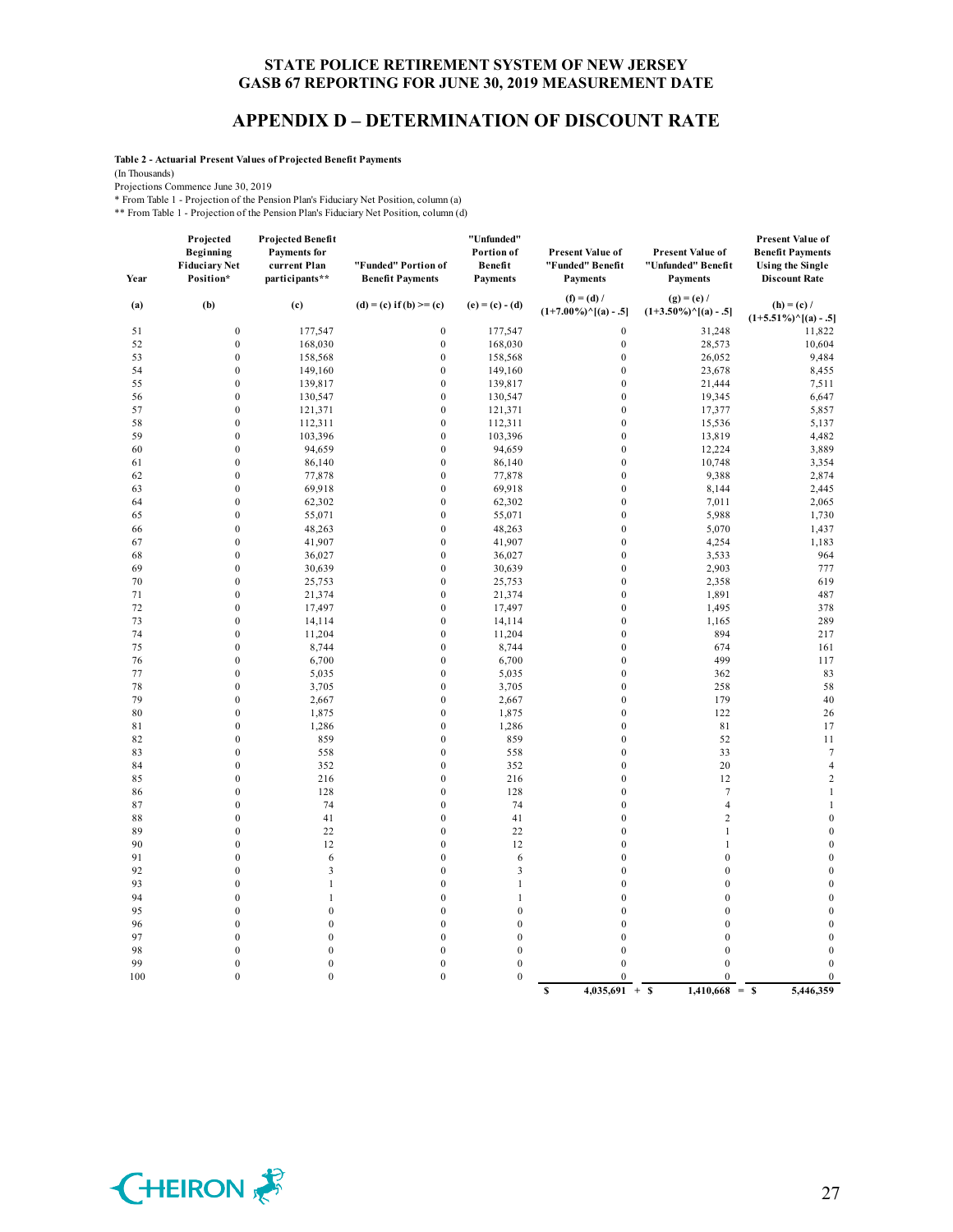# STATE POLICE RETIREMENT SYSTEM OF NEW JERSEY
## GASB 67 REPORTING FOR JUNE 30, 2019 MEASUREMENT DATE

## APPENDIX D – DETERMINATION OF DISCOUNT RATE

**Table 2 - Actuarial Present Values of Projected Benefit Payments**

(In Thousands)

Projections Commence June 30, 2019

\* From Table 1 - Projection of the Pension Plan's Fiduciary Net Position, column (a)

\*\* From Table 1 - Projection of the Pension Plan's Fiduciary Net Position, column (d)

| Year | Projected Beginning Fiduciary Net Position* | Projected Benefit Payments for current Plan participants** | "Funded" Portion of Benefit Payments | "Unfunded" Portion of Benefit Payments | Present Value of "Funded" Benefit Payments | Present Value of "Unfunded" Benefit Payments | Present Value of Benefit Payments Using the Single Discount Rate |
|---|---|---|---|---|---|---|---|
| (a) | (b) | (c) | (d) = (c) if (b) >= (c) | (e) = (c) - (d) | (f) = (d) / (1+7.00%)^[(a) - .5] | (g) = (e) / (1+3.50%)^[(a) - .5] | (h) = (c) / (1+5.51%)^[(a) - .5] |
| 51 | 0 | 177,547 | 0 | 177,547 | 0 | 31,248 | 11,822 |
| 52 | 0 | 168,030 | 0 | 168,030 | 0 | 28,573 | 10,604 |
| 53 | 0 | 158,568 | 0 | 158,568 | 0 | 26,052 | 9,484 |
| 54 | 0 | 149,160 | 0 | 149,160 | 0 | 23,678 | 8,455 |
| 55 | 0 | 139,817 | 0 | 139,817 | 0 | 21,444 | 7,511 |
| 56 | 0 | 130,547 | 0 | 130,547 | 0 | 19,345 | 6,647 |
| 57 | 0 | 121,371 | 0 | 121,371 | 0 | 17,377 | 5,857 |
| 58 | 0 | 112,311 | 0 | 112,311 | 0 | 15,536 | 5,137 |
| 59 | 0 | 103,396 | 0 | 103,396 | 0 | 13,819 | 4,482 |
| 60 | 0 | 94,659 | 0 | 94,659 | 0 | 12,224 | 3,889 |
| 61 | 0 | 86,140 | 0 | 86,140 | 0 | 10,748 | 3,354 |
| 62 | 0 | 77,878 | 0 | 77,878 | 0 | 9,388 | 2,874 |
| 63 | 0 | 69,918 | 0 | 69,918 | 0 | 8,144 | 2,445 |
| 64 | 0 | 62,302 | 0 | 62,302 | 0 | 7,011 | 2,065 |
| 65 | 0 | 55,071 | 0 | 55,071 | 0 | 5,988 | 1,730 |
| 66 | 0 | 48,263 | 0 | 48,263 | 0 | 5,070 | 1,437 |
| 67 | 0 | 41,907 | 0 | 41,907 | 0 | 4,254 | 1,183 |
| 68 | 0 | 36,027 | 0 | 36,027 | 0 | 3,533 | 964 |
| 69 | 0 | 30,639 | 0 | 30,639 | 0 | 2,903 | 777 |
| 70 | 0 | 25,753 | 0 | 25,753 | 0 | 2,358 | 619 |
| 71 | 0 | 21,374 | 0 | 21,374 | 0 | 1,891 | 487 |
| 72 | 0 | 17,497 | 0 | 17,497 | 0 | 1,495 | 378 |
| 73 | 0 | 14,114 | 0 | 14,114 | 0 | 1,165 | 289 |
| 74 | 0 | 11,204 | 0 | 11,204 | 0 | 894 | 217 |
| 75 | 0 | 8,744 | 0 | 8,744 | 0 | 674 | 161 |
| 76 | 0 | 6,700 | 0 | 6,700 | 0 | 499 | 117 |
| 77 | 0 | 5,035 | 0 | 5,035 | 0 | 362 | 83 |
| 78 | 0 | 3,705 | 0 | 3,705 | 0 | 258 | 58 |
| 79 | 0 | 2,667 | 0 | 2,667 | 0 | 179 | 40 |
| 80 | 0 | 1,875 | 0 | 1,875 | 0 | 122 | 26 |
| 81 | 0 | 1,286 | 0 | 1,286 | 0 | 81 | 17 |
| 82 | 0 | 859 | 0 | 859 | 0 | 52 | 11 |
| 83 | 0 | 558 | 0 | 558 | 0 | 33 | 7 |
| 84 | 0 | 352 | 0 | 352 | 0 | 20 | 4 |
| 85 | 0 | 216 | 0 | 216 | 0 | 12 | 2 |
| 86 | 0 | 128 | 0 | 128 | 0 | 7 | 1 |
| 87 | 0 | 74 | 0 | 74 | 0 | 4 | 1 |
| 88 | 0 | 41 | 0 | 41 | 0 | 2 | 0 |
| 89 | 0 | 22 | 0 | 22 | 0 | 1 | 0 |
| 90 | 0 | 12 | 0 | 12 | 0 | 1 | 0 |
| 91 | 0 | 6 | 0 | 6 | 0 | 0 | 0 |
| 92 | 0 | 3 | 0 | 3 | 0 | 0 | 0 |
| 93 | 0 | 1 | 0 | 1 | 0 | 0 | 0 |
| 94 | 0 | 1 | 0 | 1 | 0 | 0 | 0 |
| 95 | 0 | 0 | 0 | 0 | 0 | 0 | 0 |
| 96 | 0 | 0 | 0 | 0 | 0 | 0 | 0 |
| 97 | 0 | 0 | 0 | 0 | 0 | 0 | 0 |
| 98 | 0 | 0 | 0 | 0 | 0 | 0 | 0 |
| 99 | 0 | 0 | 0 | 0 | 0 | 0 | 0 |
| 100 | 0 | 0 | 0 | 0 | 0 | 0 | 0 |
| | | | | | **$ 4,035,691 +** | **$ 1,410,668 =** | **$ 5,446,359** |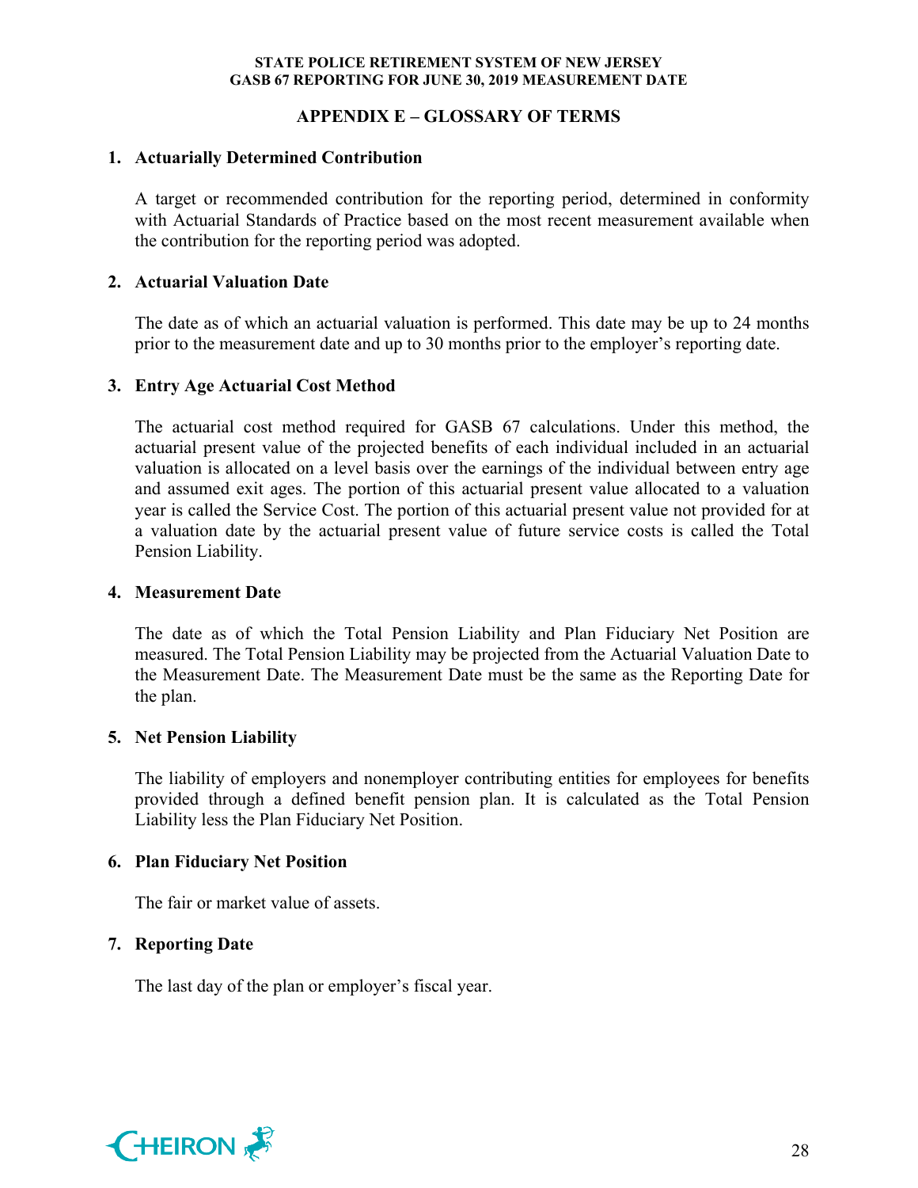## APPENDIX E – GLOSSARY OF TERMS

1. **Actuarially Determined Contribution**

   A target or recommended contribution for the reporting period, determined in conformity with Actuarial Standards of Practice based on the most recent measurement available when the contribution for the reporting period was adopted.

2. **Actuarial Valuation Date**

   The date as of which an actuarial valuation is performed. This date may be up to 24 months prior to the measurement date and up to 30 months prior to the employer's reporting date.

3. **Entry Age Actuarial Cost Method**

   The actuarial cost method required for GASB 67 calculations. Under this method, the actuarial present value of the projected benefits of each individual included in an actuarial valuation is allocated on a level basis over the earnings of the individual between entry age and assumed exit ages. The portion of this actuarial present value allocated to a valuation year is called the Service Cost. The portion of this actuarial present value not provided for at a valuation date by the actuarial present value of future service costs is called the Total Pension Liability.

4. **Measurement Date**

   The date as of which the Total Pension Liability and Plan Fiduciary Net Position are measured. The Total Pension Liability may be projected from the Actuarial Valuation Date to the Measurement Date. The Measurement Date must be the same as the Reporting Date for the plan.

5. **Net Pension Liability**

   The liability of employers and nonemployer contributing entities for employees for benefits provided through a defined benefit pension plan. It is calculated as the Total Pension Liability less the Plan Fiduciary Net Position.

6. **Plan Fiduciary Net Position**

   The fair or market value of assets.

7. **Reporting Date**

   The last day of the plan or employer's fiscal year.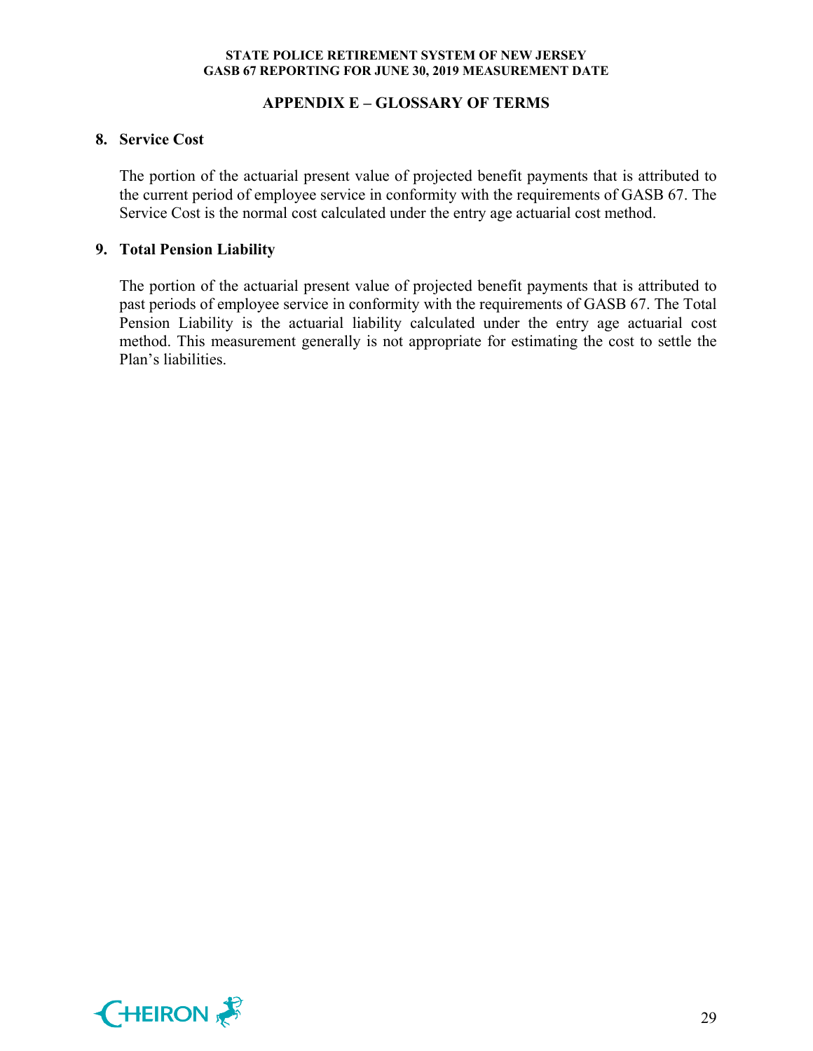## APPENDIX E – GLOSSARY OF TERMS

**8. Service Cost**

The portion of the actuarial present value of projected benefit payments that is attributed to the current period of employee service in conformity with the requirements of GASB 67. The Service Cost is the normal cost calculated under the entry age actuarial cost method.

**9. Total Pension Liability**

The portion of the actuarial present value of projected benefit payments that is attributed to past periods of employee service in conformity with the requirements of GASB 67. The Total Pension Liability is the actuarial liability calculated under the entry age actuarial cost method. This measurement generally is not appropriate for estimating the cost to settle the Plan's liabilities.